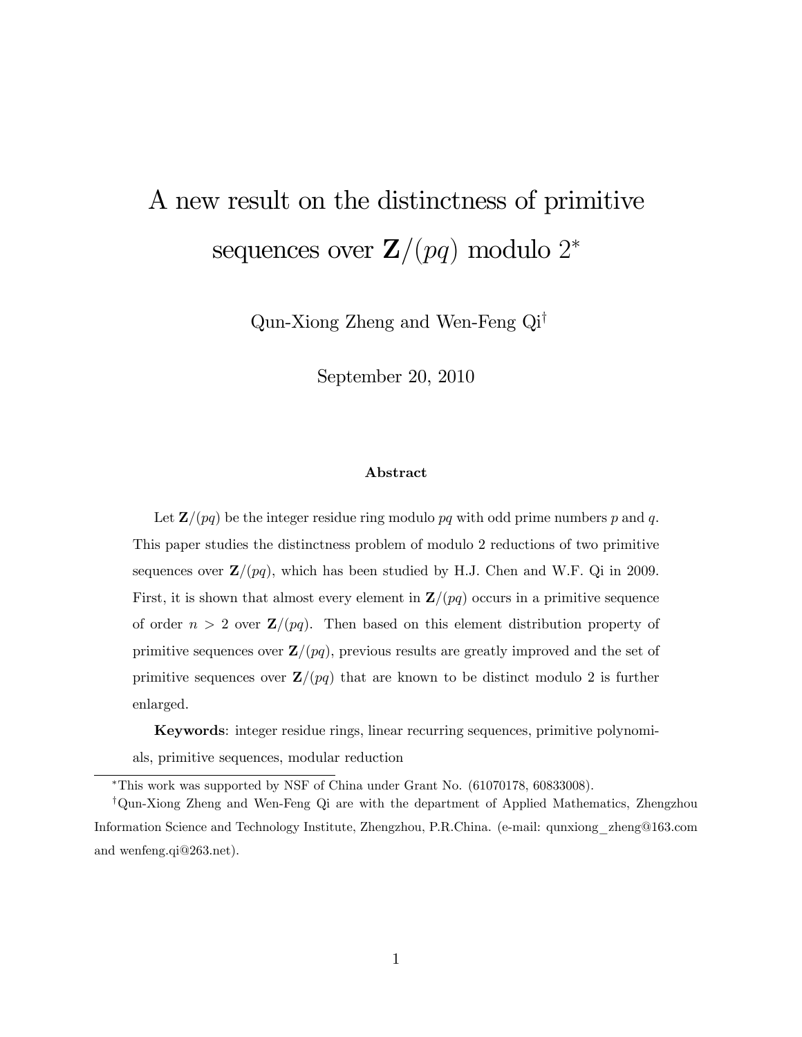# A new result on the distinctness of primitive sequences over $\mathbf{Z}/(pq)$ modulo $2$*

Qun-Xiong Zheng and Wen-Feng Qi†

September 20, 2010

### Abstract

Let $\mathbf{Z}/(pq)$ be the integer residue ring modulo $pq$ with odd prime numbers $p$ and $q$. This paper studies the distinctness problem of modulo 2 reductions of two primitive sequences over $\mathbf{Z}/(pq)$, which has been studied by H.J. Chen and W.F. Qi in 2009. First, it is shown that almost every element in $\mathbf{Z}/(pq)$ occurs in a primitive sequence of order $n > 2$ over $\mathbf{Z}/(pq)$. Then based on this element distribution property of primitive sequences over $\mathbf{Z}/(pq)$, previous results are greatly improved and the set of primitive sequences over $\mathbf{Z}/(pq)$ that are known to be distinct modulo 2 is further enlarged.

**Keywords**: integer residue rings, linear recurring sequences, primitive polynomials, primitive sequences, modular reduction

---

*This work was supported by NSF of China under Grant No. (61070178, 60833008).

†Qun-Xiong Zheng and Wen-Feng Qi are with the department of Applied Mathematics, Zhengzhou Information Science and Technology Institute, Zhengzhou, P.R.China. (e-mail: qunxiong_zheng@163.com and wenfeng.qi@263.net).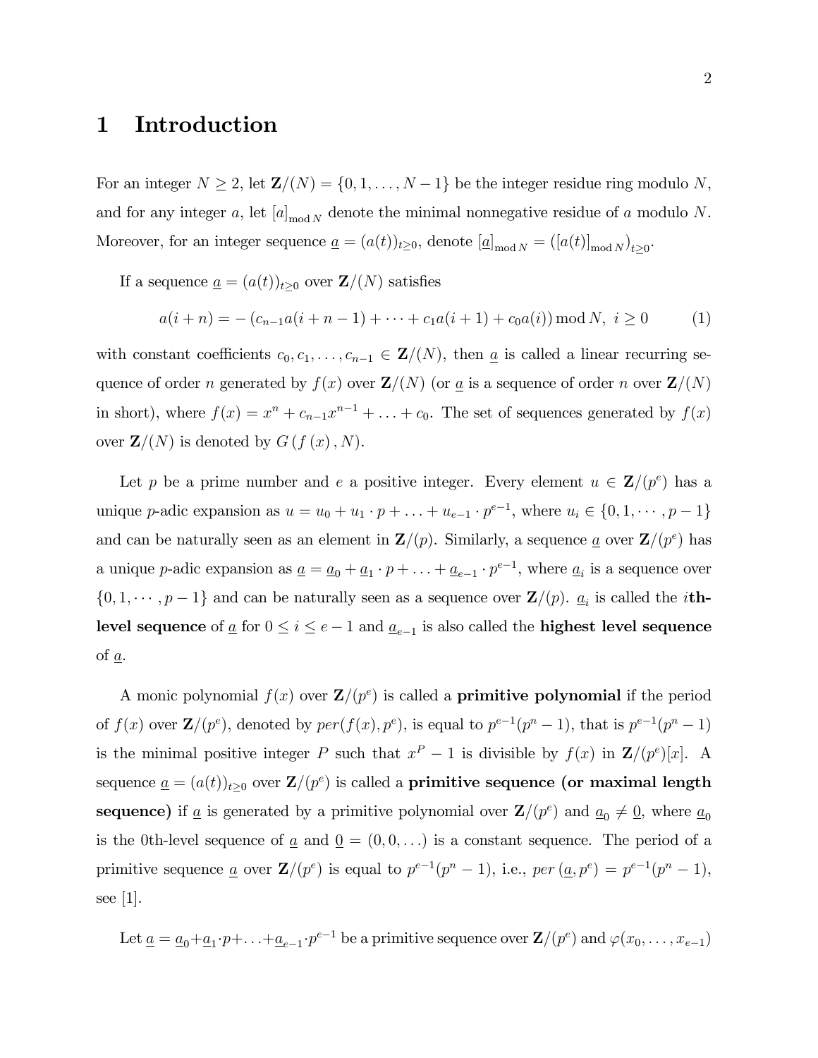# 1 Introduction

For an integer $N \geq 2$, let $\mathbf{Z}/(N) = \{0, 1, \ldots, N-1\}$ be the integer residue ring modulo $N$, and for any integer $a$, let $[a]_{\bmod N}$ denote the minimal nonnegative residue of $a$ modulo $N$. Moreover, for an integer sequence $\underline{a} = (a(t))_{t \geq 0}$, denote $[\underline{a}]_{\bmod N} = ([a(t)]_{\bmod N})_{t \geq 0}$.

If a sequence $\underline{a} = (a(t))_{t \geq 0}$ over $\mathbf{Z}/(N)$ satisfies

$$a(i+n) = -\left(c_{n-1}a(i+n-1) + \cdots + c_1 a(i+1) + c_0 a(i)\right) \bmod N, \; i \geq 0 \tag{1}$$

with constant coefficients $c_0, c_1, \ldots, c_{n-1} \in \mathbf{Z}/(N)$, then $\underline{a}$ is called a linear recurring sequence of order $n$ generated by $f(x)$ over $\mathbf{Z}/(N)$ (or $\underline{a}$ is a sequence of order $n$ over $\mathbf{Z}/(N)$ in short), where $f(x) = x^n + c_{n-1}x^{n-1} + \ldots + c_0$. The set of sequences generated by $f(x)$ over $\mathbf{Z}/(N)$ is denoted by $G\left(f\left(x\right), N\right)$.

Let $p$ be a prime number and $e$ a positive integer. Every element $u \in \mathbf{Z}/(p^e)$ has a unique $p$-adic expansion as $u = u_0 + u_1 \cdot p + \ldots + u_{e-1} \cdot p^{e-1}$, where $u_i \in \{0, 1, \cdots, p-1\}$ and can be naturally seen as an element in $\mathbf{Z}/(p)$. Similarly, a sequence $\underline{a}$ over $\mathbf{Z}/(p^e)$ has a unique $p$-adic expansion as $\underline{a} = \underline{a}_0 + \underline{a}_1 \cdot p + \ldots + \underline{a}_{e-1} \cdot p^{e-1}$, where $\underline{a}_i$ is a sequence over $\{0, 1, \cdots, p-1\}$ and can be naturally seen as a sequence over $\mathbf{Z}/(p)$. $\underline{a}_i$ is called the $i$**th-level sequence** of $\underline{a}$ for $0 \leq i \leq e-1$ and $\underline{a}_{e-1}$ is also called the **highest level sequence** of $\underline{a}$.

A monic polynomial $f(x)$ over $\mathbf{Z}/(p^e)$ is called a **primitive polynomial** if the period of $f(x)$ over $\mathbf{Z}/(p^e)$, denoted by $per(f(x), p^e)$, is equal to $p^{e-1}(p^n - 1)$, that is $p^{e-1}(p^n-1)$ is the minimal positive integer $P$ such that $x^P - 1$ is divisible by $f(x)$ in $\mathbf{Z}/(p^e)[x]$. A sequence $\underline{a} = (a(t))_{t \geq 0}$ over $\mathbf{Z}/(p^e)$ is called a **primitive sequence (or maximal length sequence)** if $\underline{a}$ is generated by a primitive polynomial over $\mathbf{Z}/(p^e)$ and $\underline{a}_0 \neq \underline{0}$, where $\underline{a}_0$ is the 0th-level sequence of $\underline{a}$ and $\underline{0} = (0, 0, \ldots)$ is a constant sequence. The period of a primitive sequence $\underline{a}$ over $\mathbf{Z}/(p^e)$ is equal to $p^{e-1}(p^n - 1)$, i.e., $per\left(\underline{a}, p^e\right) = p^{e-1}(p^n - 1)$, see [1].

Let $\underline{a} = \underline{a}_0 + \underline{a}_1 \cdot p + \ldots + \underline{a}_{e-1} \cdot p^{e-1}$ be a primitive sequence over $\mathbf{Z}/(p^e)$ and $\varphi(x_0, \ldots, x_{e-1})$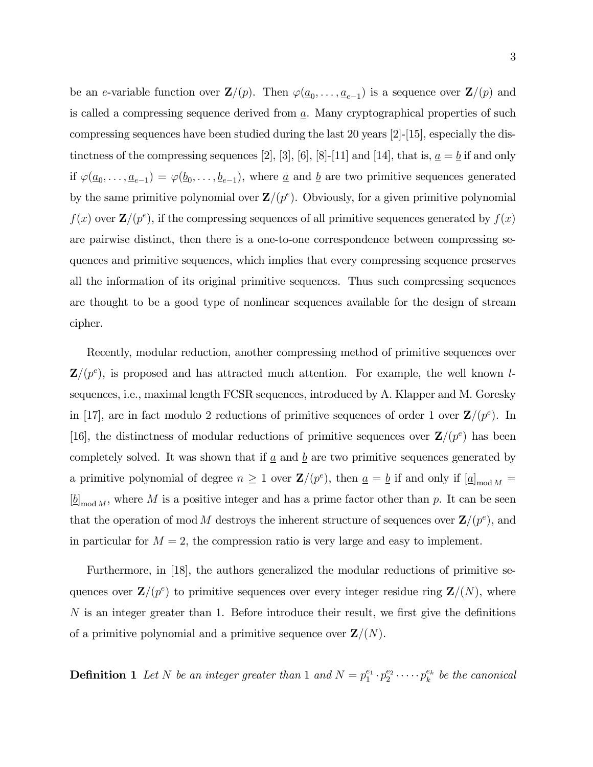be an $e$-variable function over $\mathbf{Z}/(p)$. Then $\varphi(\underline{a}_0, \ldots, \underline{a}_{e-1})$ is a sequence over $\mathbf{Z}/(p)$ and is called a compressing sequence derived from $\underline{a}$. Many cryptographical properties of such compressing sequences have been studied during the last 20 years [2]-[15], especially the distinctness of the compressing sequences [2], [3], [6], [8]-[11] and [14], that is, $\underline{a} = \underline{b}$ if and only if $\varphi(\underline{a}_0, \ldots, \underline{a}_{e-1}) = \varphi(\underline{b}_0, \ldots, \underline{b}_{e-1})$, where $\underline{a}$ and $\underline{b}$ are two primitive sequences generated by the same primitive polynomial over $\mathbf{Z}/(p^e)$. Obviously, for a given primitive polynomial $f(x)$ over $\mathbf{Z}/(p^e)$, if the compressing sequences of all primitive sequences generated by $f(x)$ are pairwise distinct, then there is a one-to-one correspondence between compressing sequences and primitive sequences, which implies that every compressing sequence preserves all the information of its original primitive sequences. Thus such compressing sequences are thought to be a good type of nonlinear sequences available for the design of stream cipher.

Recently, modular reduction, another compressing method of primitive sequences over $\mathbf{Z}/(p^e)$, is proposed and has attracted much attention. For example, the well known $l$-sequences, i.e., maximal length FCSR sequences, introduced by A. Klapper and M. Goresky in [17], are in fact modulo 2 reductions of primitive sequences of order 1 over $\mathbf{Z}/(p^e)$. In [16], the distinctness of modular reductions of primitive sequences over $\mathbf{Z}/(p^e)$ has been completely solved. It was shown that if $\underline{a}$ and $\underline{b}$ are two primitive sequences generated by a primitive polynomial of degree $n \geq 1$ over $\mathbf{Z}/(p^e)$, then $\underline{a} = \underline{b}$ if and only if $[\underline{a}]_{\bmod M} = [\underline{b}]_{\bmod M}$, where $M$ is a positive integer and has a prime factor other than $p$. It can be seen that the operation of mod $M$ destroys the inherent structure of sequences over $\mathbf{Z}/(p^e)$, and in particular for $M = 2$, the compression ratio is very large and easy to implement.

Furthermore, in [18], the authors generalized the modular reductions of primitive sequences over $\mathbf{Z}/(p^e)$ to primitive sequences over every integer residue ring $\mathbf{Z}/(N)$, where $N$ is an integer greater than 1. Before introduce their result, we first give the definitions of a primitive polynomial and a primitive sequence over $\mathbf{Z}/(N)$.

**Definition 1** *Let $N$ be an integer greater than 1 and $N = p_1^{e_1} \cdot p_2^{e_2} \cdot \cdots \cdot p_k^{e_k}$ be the canonical*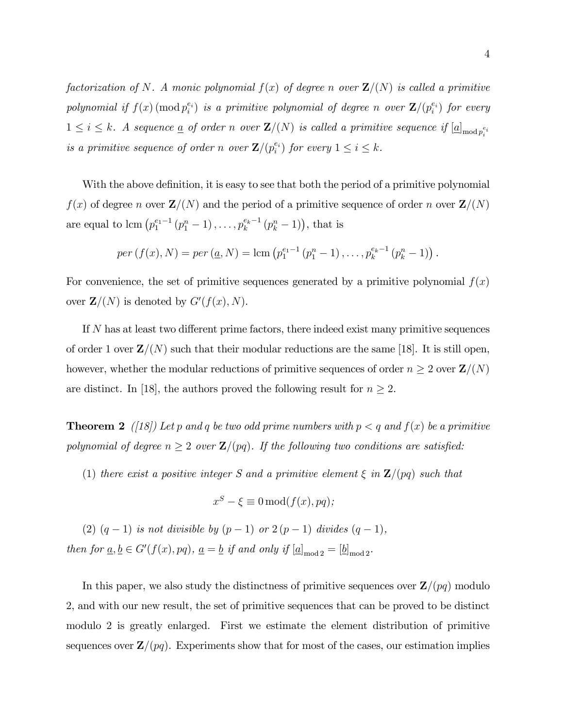*factorization of $N$. A monic polynomial $f(x)$ of degree $n$ over $\mathbf{Z}/(N)$ is called a primitive polynomial if $f(x)\,(\bmod\, p_i^{e_i})$ is a primitive polynomial of degree $n$ over $\mathbf{Z}/(p_i^{e_i})$ for every $1 \leq i \leq k$. A sequence $\underline{a}$ of order $n$ over $\mathbf{Z}/(N)$ is called a primitive sequence if $[\underline{a}]_{\bmod\, p_i^{e_i}}$ is a primitive sequence of order $n$ over $\mathbf{Z}/(p_i^{e_i})$ for every $1 \leq i \leq k$.*

With the above definition, it is easy to see that both the period of a primitive polynomial $f(x)$ of degree $n$ over $\mathbf{Z}/(N)$ and the period of a primitive sequence of order $n$ over $\mathbf{Z}/(N)$ are equal to $\operatorname{lcm}\left(p_1^{e_1-1}\left(p_1^n-1\right),\ldots,p_k^{e_k-1}\left(p_k^n-1\right)\right)$, that is

$$per\,(f(x),N) = per\,(\underline{a},N) = \operatorname{lcm}\left(p_1^{e_1-1}\left(p_1^n-1\right),\ldots,p_k^{e_k-1}\left(p_k^n-1\right)\right).$$

For convenience, the set of primitive sequences generated by a primitive polynomial $f(x)$ over $\mathbf{Z}/(N)$ is denoted by $G'(f(x),N)$.

If $N$ has at least two different prime factors, there indeed exist many primitive sequences of order 1 over $\mathbf{Z}/(N)$ such that their modular reductions are the same [18]. It is still open, however, whether the modular reductions of primitive sequences of order $n \geq 2$ over $\mathbf{Z}/(N)$ are distinct. In [18], the authors proved the following result for $n \geq 2$.

**Theorem 2** *([18]) Let $p$ and $q$ be two odd prime numbers with $p < q$ and $f(x)$ be a primitive polynomial of degree $n \geq 2$ over $\mathbf{Z}/(pq)$. If the following two conditions are satisfied:*

(1) *there exist a positive integer $S$ and a primitive element $\xi$ in $\mathbf{Z}/(pq)$ such that*

$$x^S - \xi \equiv 0 \bmod (f(x),pq);$$

(2) *$(q-1)$ is not divisible by $(p-1)$ or $2\,(p-1)$ divides $(q-1)$,*

*then for $\underline{a},\underline{b} \in G'(f(x),pq)$, $\underline{a} = \underline{b}$ if and only if $[\underline{a}]_{\bmod 2} = [\underline{b}]_{\bmod 2}$.*

In this paper, we also study the distinctness of primitive sequences over $\mathbf{Z}/(pq)$ modulo 2, and with our new result, the set of primitive sequences that can be proved to be distinct modulo 2 is greatly enlarged. First we estimate the element distribution of primitive sequences over $\mathbf{Z}/(pq)$. Experiments show that for most of the cases, our estimation implies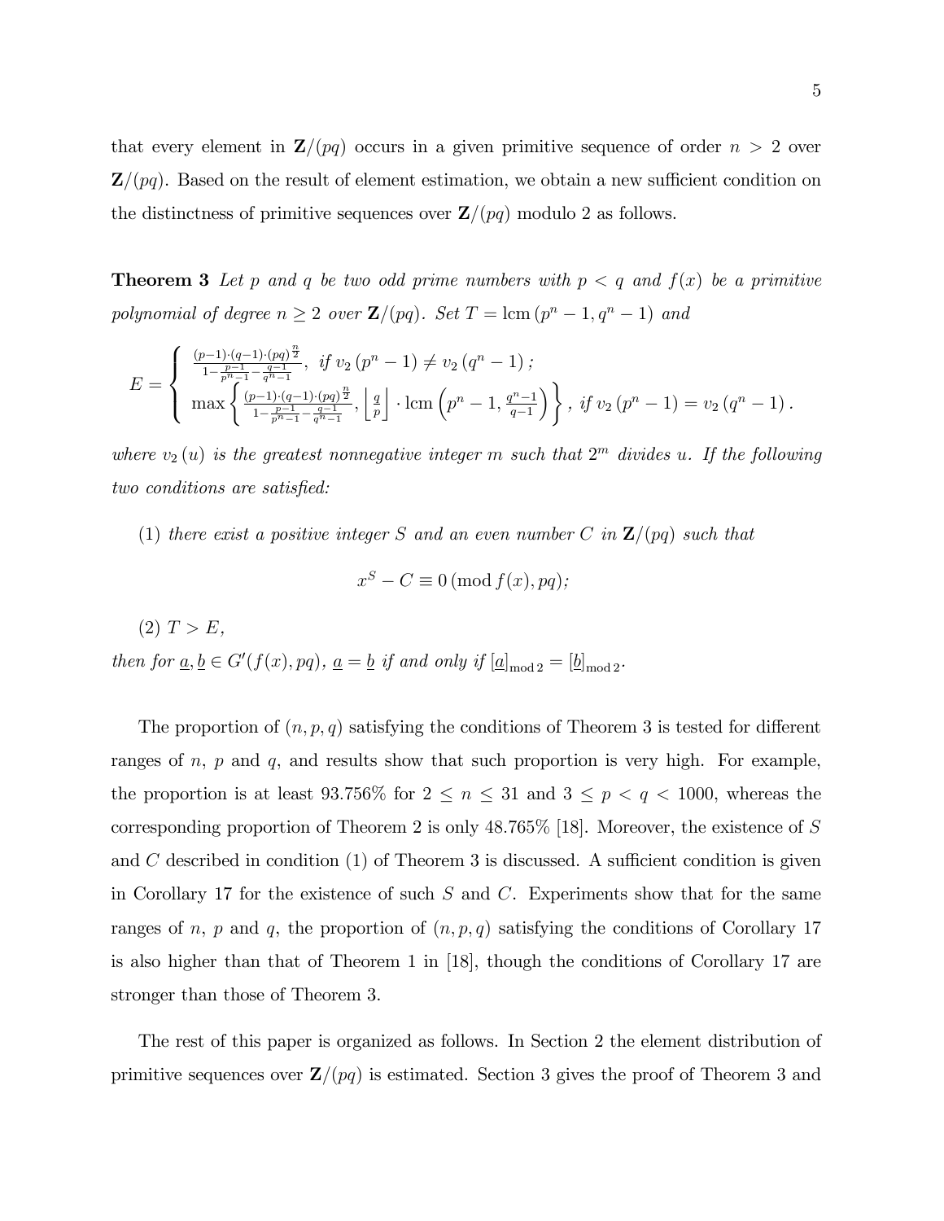that every element in $\mathbf{Z}/(pq)$ occurs in a given primitive sequence of order $n > 2$ over $\mathbf{Z}/(pq)$. Based on the result of element estimation, we obtain a new sufficient condition on the distinctness of primitive sequences over $\mathbf{Z}/(pq)$ modulo 2 as follows.

**Theorem 3** *Let $p$ and $q$ be two odd prime numbers with $p < q$ and $f(x)$ be a primitive polynomial of degree $n \geq 2$ over $\mathbf{Z}/(pq)$. Set $T = \operatorname{lcm}(p^n - 1, q^n - 1)$ and*

$$E = \begin{cases} \frac{(p-1)\cdot(q-1)\cdot(pq)^{\frac{n}{2}}}{1-\frac{p-1}{p^n-1}-\frac{q-1}{q^n-1}}, & \text{if } v_2(p^n-1) \neq v_2(q^n-1); \\ \max\left\{ \frac{(p-1)\cdot(q-1)\cdot(pq)^{\frac{n}{2}}}{1-\frac{p-1}{p^n-1}-\frac{q-1}{q^n-1}}, \left\lfloor \frac{q}{p} \right\rfloor \cdot \operatorname{lcm}\left(p^n-1, \frac{q^n-1}{q-1}\right) \right\}, & \text{if } v_2(p^n-1) = v_2(q^n-1). \end{cases}$$

*where $v_2(u)$ is the greatest nonnegative integer $m$ such that $2^m$ divides $u$. If the following two conditions are satisfied:*

(1) *there exist a positive integer $S$ and an even number $C$ in $\mathbf{Z}/(pq)$ such that*

$$x^S - C \equiv 0 \,(\operatorname{mod} f(x), pq);$$

(2) $T > E$,

*then for $\underline{a}, \underline{b} \in G'(f(x), pq)$, $\underline{a} = \underline{b}$ if and only if $[\underline{a}]_{\operatorname{mod} 2} = [\underline{b}]_{\operatorname{mod} 2}$.*

The proportion of $(n, p, q)$ satisfying the conditions of Theorem 3 is tested for different ranges of $n$, $p$ and $q$, and results show that such proportion is very high. For example, the proportion is at least 93.756% for $2 \leq n \leq 31$ and $3 \leq p < q < 1000$, whereas the corresponding proportion of Theorem 2 is only 48.765% [18]. Moreover, the existence of $S$ and $C$ described in condition (1) of Theorem 3 is discussed. A sufficient condition is given in Corollary 17 for the existence of such $S$ and $C$. Experiments show that for the same ranges of $n$, $p$ and $q$, the proportion of $(n, p, q)$ satisfying the conditions of Corollary 17 is also higher than that of Theorem 1 in [18], though the conditions of Corollary 17 are stronger than those of Theorem 3.

The rest of this paper is organized as follows. In Section 2 the element distribution of primitive sequences over $\mathbf{Z}/(pq)$ is estimated. Section 3 gives the proof of Theorem 3 and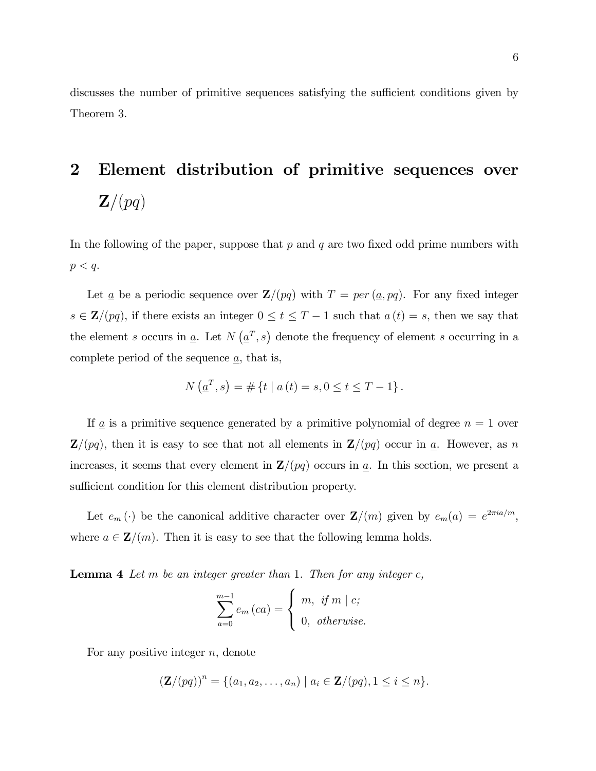discusses the number of primitive sequences satisfying the sufficient conditions given by Theorem 3.

## 2 Element distribution of primitive sequences over $\mathbf{Z}/(pq)$

In the following of the paper, suppose that $p$ and $q$ are two fixed odd prime numbers with $p < q$.

Let $\underline{a}$ be a periodic sequence over $\mathbf{Z}/(pq)$ with $T = per\left(\underline{a}, pq\right)$. For any fixed integer $s \in \mathbf{Z}/(pq)$, if there exists an integer $0 \leq t \leq T-1$ such that $a\left(t\right) = s$, then we say that the element $s$ occurs in $\underline{a}$. Let $N\left(\underline{a}^{T}, s\right)$ denote the frequency of element $s$ occurring in a complete period of the sequence $\underline{a}$, that is,

$$N\left(\underline{a}^{T}, s\right) = \#\left\{t \mid a\left(t\right) = s, 0 \leq t \leq T-1\right\}.$$

If $\underline{a}$ is a primitive sequence generated by a primitive polynomial of degree $n = 1$ over $\mathbf{Z}/(pq)$, then it is easy to see that not all elements in $\mathbf{Z}/(pq)$ occur in $\underline{a}$. However, as $n$ increases, it seems that every element in $\mathbf{Z}/(pq)$ occurs in $\underline{a}$. In this section, we present a sufficient condition for this element distribution property.

Let $e_m\left(\cdot\right)$ be the canonical additive character over $\mathbf{Z}/(m)$ given by $e_m(a) = e^{2\pi i a/m}$, where $a \in \mathbf{Z}/(m)$. Then it is easy to see that the following lemma holds.

**Lemma 4** *Let $m$ be an integer greater than 1. Then for any integer $c$,*

$$\sum_{a=0}^{m-1} e_m\left(ca\right) = \begin{cases} m, & \text{if } m \mid c; \\ 0, & \text{otherwise.} \end{cases}$$

For any positive integer $n$, denote

$$\left(\mathbf{Z}/(pq)\right)^{n} = \{(a_1, a_2, \ldots, a_n) \mid a_i \in \mathbf{Z}/(pq), 1 \leq i \leq n\}.$$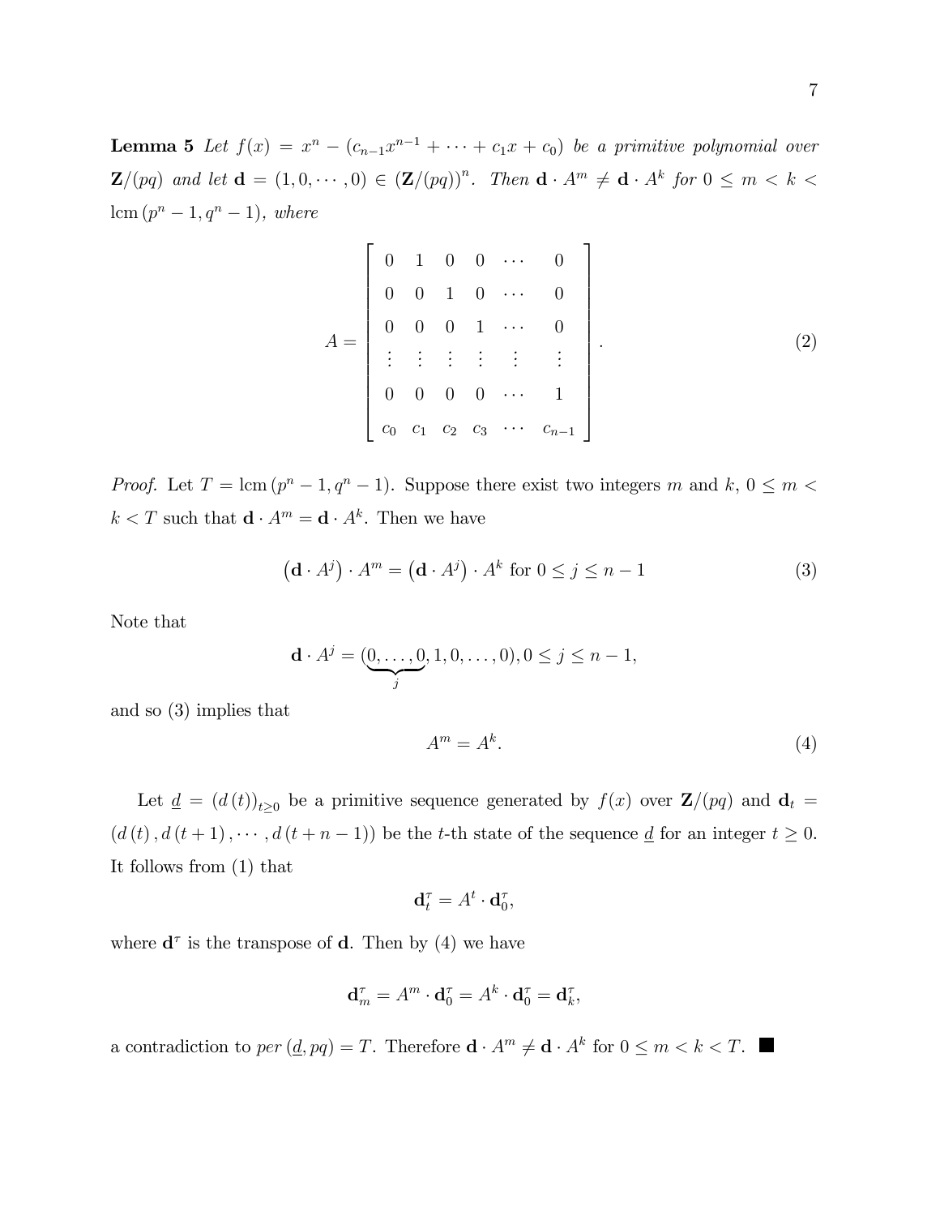**Lemma 5** *Let $f(x) = x^n - (c_{n-1}x^{n-1} + \cdots + c_1 x + c_0)$ be a primitive polynomial over $\mathbf{Z}/(pq)$ and let $\mathbf{d} = (1, 0, \cdots, 0) \in (\mathbf{Z}/(pq))^n$. Then $\mathbf{d} \cdot A^m \neq \mathbf{d} \cdot A^k$ for $0 \leq m < k < \operatorname{lcm}(p^n - 1, q^n - 1)$, where*

$$A = \begin{bmatrix} 0 & 1 & 0 & 0 & \cdots & 0 \\ 0 & 0 & 1 & 0 & \cdots & 0 \\ 0 & 0 & 0 & 1 & \cdots & 0 \\ \vdots & \vdots & \vdots & \vdots & \vdots & \vdots \\ 0 & 0 & 0 & 0 & \cdots & 1 \\ c_0 & c_1 & c_2 & c_3 & \cdots & c_{n-1} \end{bmatrix}. \tag{2}$$

*Proof.* Let $T = \operatorname{lcm}(p^n - 1, q^n - 1)$. Suppose there exist two integers $m$ and $k$, $0 \leq m < k < T$ such that $\mathbf{d} \cdot A^m = \mathbf{d} \cdot A^k$. Then we have

$$\left(\mathbf{d} \cdot A^j\right) \cdot A^m = \left(\mathbf{d} \cdot A^j\right) \cdot A^k \text{ for } 0 \leq j \leq n-1 \tag{3}$$

Note that

$$\mathbf{d} \cdot A^j = (\underbrace{0, \ldots, 0}_{j}, 1, 0, \ldots, 0), 0 \leq j \leq n-1,$$

and so (3) implies that

$$A^m = A^k. \tag{4}$$

Let $\underline{d} = (d(t))_{t \geq 0}$ be a primitive sequence generated by $f(x)$ over $\mathbf{Z}/(pq)$ and $\mathbf{d}_t = (d(t), d(t+1), \cdots, d(t+n-1))$ be the $t$-th state of the sequence $\underline{d}$ for an integer $t \geq 0$. It follows from (1) that

$$\mathbf{d}_t^\tau = A^t \cdot \mathbf{d}_0^\tau,$$

where $\mathbf{d}^\tau$ is the transpose of $\mathbf{d}$. Then by (4) we have

$$\mathbf{d}_m^\tau = A^m \cdot \mathbf{d}_0^\tau = A^k \cdot \mathbf{d}_0^\tau = \mathbf{d}_k^\tau,$$

a contradiction to $per(\underline{d}, pq) = T$. Therefore $\mathbf{d} \cdot A^m \neq \mathbf{d} \cdot A^k$ for $0 \leq m < k < T$. ∎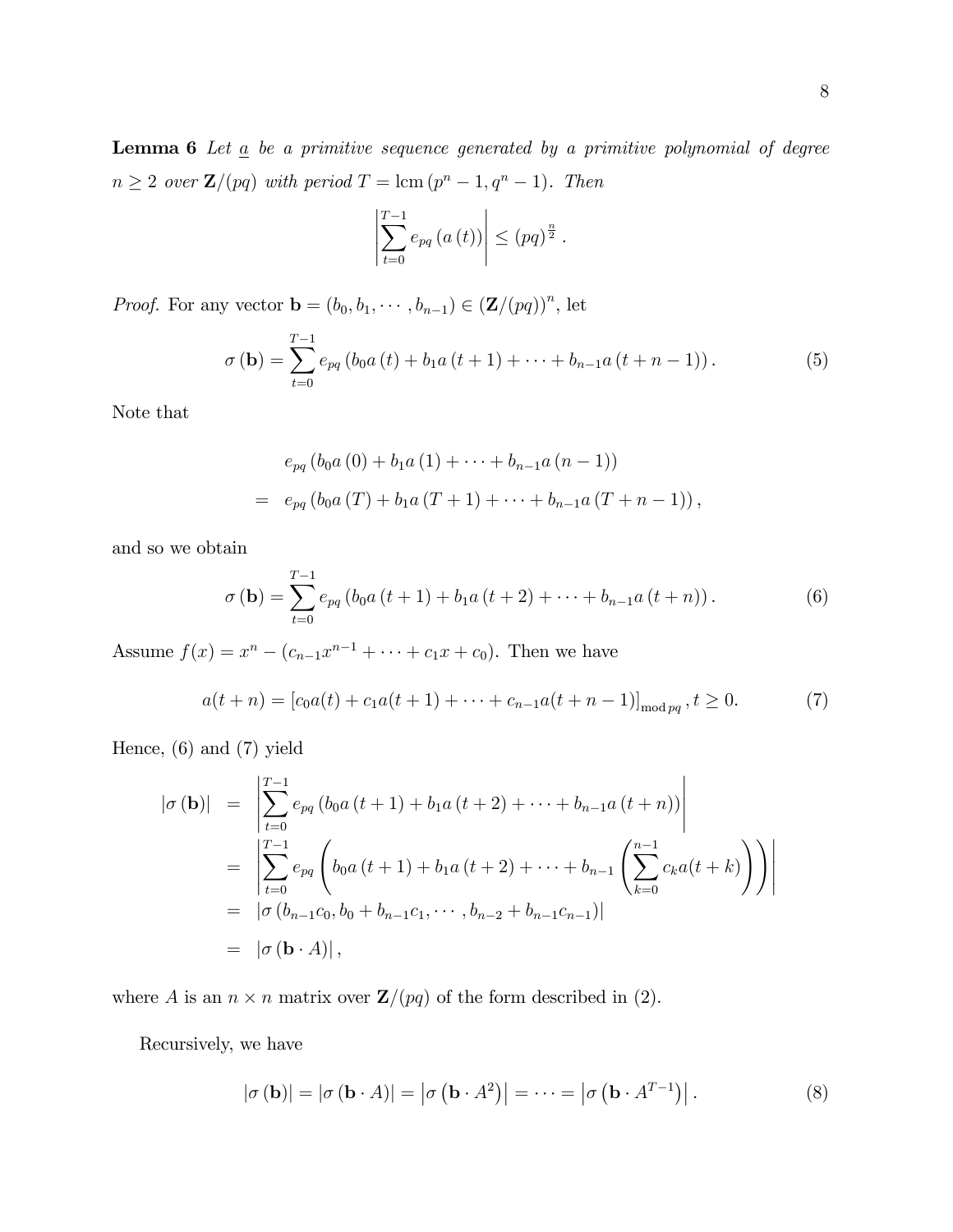**Lemma 6** *Let $\underline{a}$ be a primitive sequence generated by a primitive polynomial of degree $n \geq 2$ over $\mathbf{Z}/(pq)$ with period $T = \operatorname{lcm}(p^n - 1, q^n - 1)$. Then*

$$\left| \sum_{t=0}^{T-1} e_{pq}\left(a\left(t\right)\right) \right| \leq (pq)^{\frac{n}{2}}.$$

*Proof.* For any vector $\mathbf{b} = (b_0, b_1, \cdots, b_{n-1}) \in (\mathbf{Z}/(pq))^n$, let

$$\sigma\left(\mathbf{b}\right) = \sum_{t=0}^{T-1} e_{pq}\left(b_0 a\left(t\right) + b_1 a\left(t+1\right) + \cdots + b_{n-1} a\left(t+n-1\right)\right). \tag{5}$$

Note that

$$\begin{aligned} & e_{pq}\left(b_0 a\left(0\right) + b_1 a\left(1\right) + \cdots + b_{n-1} a\left(n-1\right)\right) \\ = \;& e_{pq}\left(b_0 a\left(T\right) + b_1 a\left(T+1\right) + \cdots + b_{n-1} a\left(T+n-1\right)\right), \end{aligned}$$

and so we obtain

$$\sigma\left(\mathbf{b}\right) = \sum_{t=0}^{T-1} e_{pq}\left(b_0 a\left(t+1\right) + b_1 a\left(t+2\right) + \cdots + b_{n-1} a\left(t+n\right)\right). \tag{6}$$

Assume $f(x) = x^n - (c_{n-1}x^{n-1} + \cdots + c_1 x + c_0)$. Then we have

$$a(t+n) = \left[c_0 a(t) + c_1 a(t+1) + \cdots + c_{n-1} a(t+n-1)\right]_{\operatorname{mod} pq}, t \geq 0. \tag{7}$$

Hence, (6) and (7) yield

$$\begin{aligned} \left|\sigma\left(\mathbf{b}\right)\right| &= \left| \sum_{t=0}^{T-1} e_{pq}\left(b_0 a\left(t+1\right) + b_1 a\left(t+2\right) + \cdots + b_{n-1} a\left(t+n\right)\right) \right| \\ &= \left| \sum_{t=0}^{T-1} e_{pq}\left(b_0 a\left(t+1\right) + b_1 a\left(t+2\right) + \cdots + b_{n-1}\left(\sum_{k=0}^{n-1} c_k a(t+k)\right)\right) \right| \\ &= \left|\sigma\left(b_{n-1}c_0, b_0 + b_{n-1}c_1, \cdots, b_{n-2} + b_{n-1}c_{n-1}\right)\right| \\ &= \left|\sigma\left(\mathbf{b} \cdot A\right)\right|, \end{aligned}$$

where $A$ is an $n \times n$ matrix over $\mathbf{Z}/(pq)$ of the form described in (2).

Recursively, we have

$$\left|\sigma\left(\mathbf{b}\right)\right| = \left|\sigma\left(\mathbf{b} \cdot A\right)\right| = \left|\sigma\left(\mathbf{b} \cdot A^2\right)\right| = \cdots = \left|\sigma\left(\mathbf{b} \cdot A^{T-1}\right)\right|. \tag{8}$$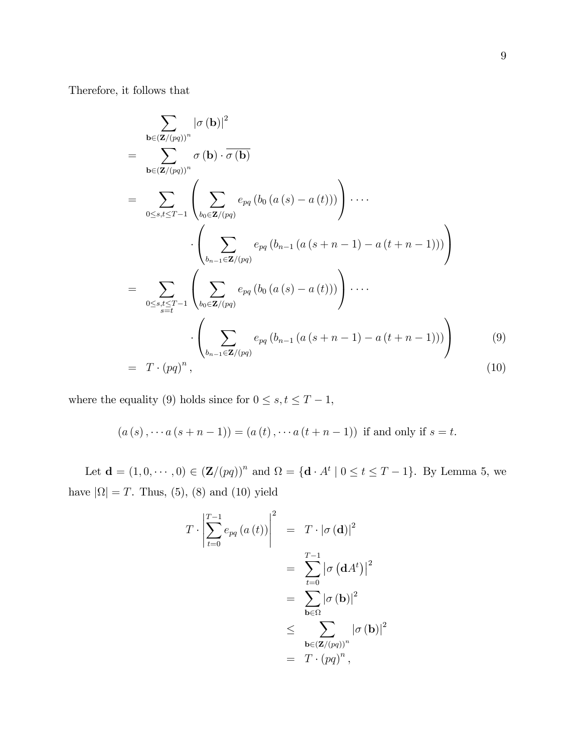Therefore, it follows that

$$
\begin{aligned}
& \sum_{\mathbf{b}\in(\mathbf{Z}/(pq))^n} |\sigma(\mathbf{b})|^2 \\
= & \sum_{\mathbf{b}\in(\mathbf{Z}/(pq))^n} \sigma(\mathbf{b}) \cdot \overline{\sigma(\mathbf{b})} \\
= & \sum_{0\le s,t\le T-1} \left( \sum_{b_0\in\mathbf{Z}/(pq)} e_{pq}\left(b_0\left(a(s)-a(t)\right)\right)\right)\cdot\cdots \\
& \qquad\qquad \cdot\left( \sum_{b_{n-1}\in\mathbf{Z}/(pq)} e_{pq}\left(b_{n-1}\left(a(s+n-1)-a(t+n-1)\right)\right)\right) \\
= & \sum_{\substack{0\le s,t\le T-1 \\ s=t}} \left( \sum_{b_0\in\mathbf{Z}/(pq)} e_{pq}\left(b_0\left(a(s)-a(t)\right)\right)\right)\cdot\cdots \\
& \qquad\qquad \cdot\left( \sum_{b_{n-1}\in\mathbf{Z}/(pq)} e_{pq}\left(b_{n-1}\left(a(s+n-1)-a(t+n-1)\right)\right)\right) \qquad (9) \\
= & \; T\cdot(pq)^n, \qquad (10)
\end{aligned}
$$

where the equality (9) holds since for $0 \le s,t \le T-1$,

$$(a(s),\cdots a(s+n-1)) = (a(t),\cdots a(t+n-1)) \text{ if and only if } s=t.$$

Let $\mathbf{d} = (1,0,\cdots,0) \in (\mathbf{Z}/(pq))^n$ and $\Omega = \{\mathbf{d}\cdot A^t \mid 0 \le t \le T-1\}$. By Lemma 5, we have $|\Omega| = T$. Thus, (5), (8) and (10) yield

$$
\begin{aligned}
T\cdot\left|\sum_{t=0}^{T-1} e_{pq}(a(t))\right|^2 &= T\cdot|\sigma(\mathbf{d})|^2 \\
&= \sum_{t=0}^{T-1}\left|\sigma\left(\mathbf{d}A^t\right)\right|^2 \\
&= \sum_{\mathbf{b}\in\Omega}|\sigma(\mathbf{b})|^2 \\
&\le \sum_{\mathbf{b}\in(\mathbf{Z}/(pq))^n}|\sigma(\mathbf{b})|^2 \\
&= T\cdot(pq)^n,
\end{aligned}
$$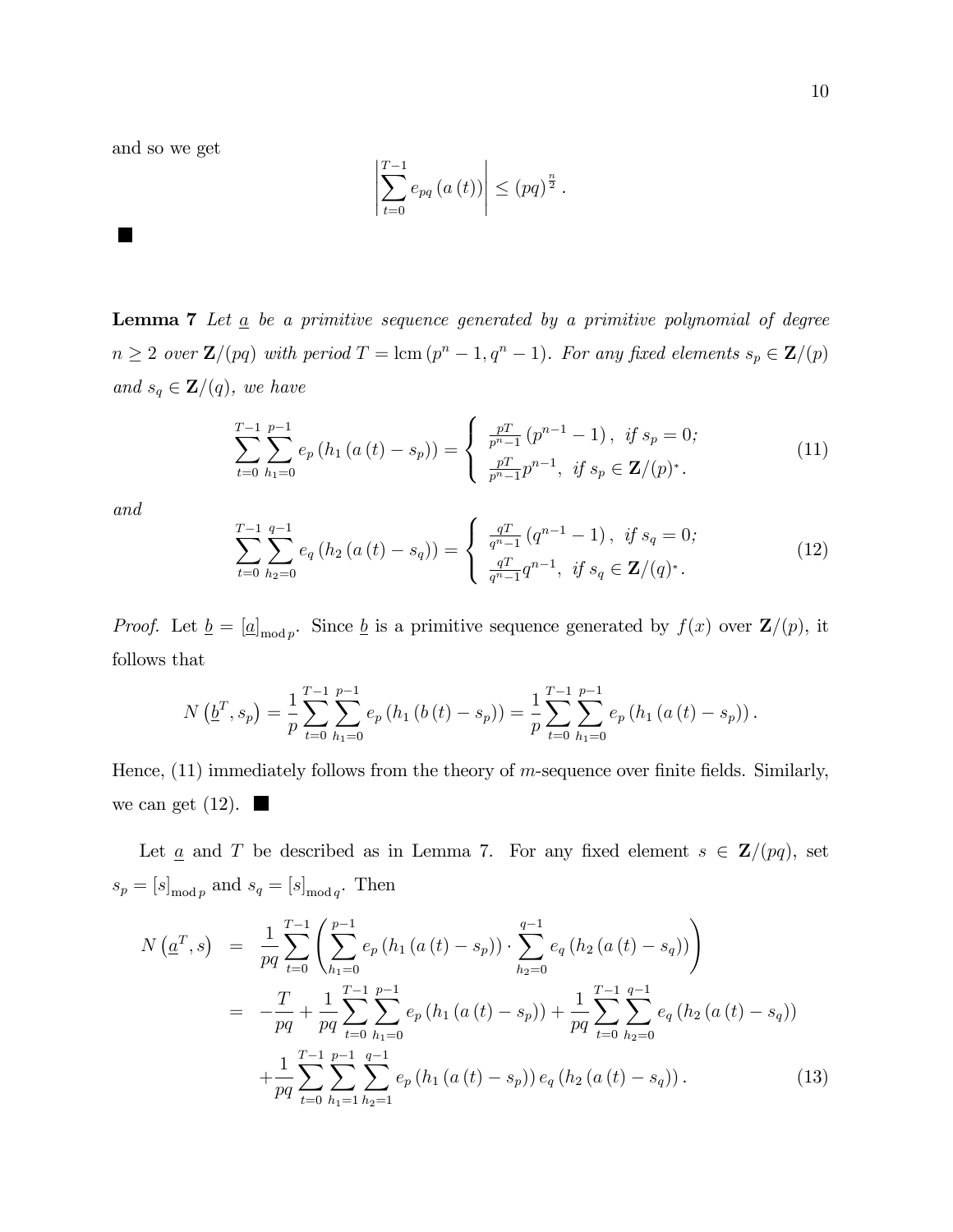and so we get

$$\left|\sum_{t=0}^{T-1} e_{pq}\left(a\left(t\right)\right)\right| \leq \left(pq\right)^{\frac{n}{2}}.$$

■

**Lemma 7** *Let $\underline{a}$ be a primitive sequence generated by a primitive polynomial of degree $n \geq 2$ over $\mathbf{Z}/(pq)$ with period $T = \mathrm{lcm}\left(p^n - 1, q^n - 1\right)$. For any fixed elements $s_p \in \mathbf{Z}/(p)$ and $s_q \in \mathbf{Z}/(q)$, we have*

$$\sum_{t=0}^{T-1}\sum_{h_1=0}^{p-1} e_p\left(h_1\left(a\left(t\right) - s_p\right)\right) = \begin{cases} \frac{pT}{p^n-1}\left(p^{n-1} - 1\right), & \text{if } s_p = 0; \\ \frac{pT}{p^n-1}p^{n-1}, & \text{if } s_p \in \mathbf{Z}/(p)^*. \end{cases} \tag{11}$$

*and*

$$\sum_{t=0}^{T-1}\sum_{h_2=0}^{q-1} e_q\left(h_2\left(a\left(t\right) - s_q\right)\right) = \begin{cases} \frac{qT}{q^n-1}\left(q^{n-1} - 1\right), & \text{if } s_q = 0; \\ \frac{qT}{q^n-1}q^{n-1}, & \text{if } s_q \in \mathbf{Z}/(q)^*. \end{cases} \tag{12}$$

*Proof.* Let $\underline{b} = \left[\underline{a}\right]_{\bmod p}$. Since $\underline{b}$ is a primitive sequence generated by $f(x)$ over $\mathbf{Z}/(p)$, it follows that

$$N\left(\underline{b}^T, s_p\right) = \frac{1}{p}\sum_{t=0}^{T-1}\sum_{h_1=0}^{p-1} e_p\left(h_1\left(b\left(t\right) - s_p\right)\right) = \frac{1}{p}\sum_{t=0}^{T-1}\sum_{h_1=0}^{p-1} e_p\left(h_1\left(a\left(t\right) - s_p\right)\right).$$

Hence, (11) immediately follows from the theory of $m$-sequence over finite fields. Similarly, we can get (12). ■

Let $\underline{a}$ and $T$ be described as in Lemma 7. For any fixed element $s \in \mathbf{Z}/(pq)$, set $s_p = [s]_{\bmod p}$ and $s_q = [s]_{\bmod q}$. Then

$$\begin{aligned} N\left(\underline{a}^T, s\right) &= \frac{1}{pq}\sum_{t=0}^{T-1}\left(\sum_{h_1=0}^{p-1} e_p\left(h_1\left(a\left(t\right) - s_p\right)\right) \cdot \sum_{h_2=0}^{q-1} e_q\left(h_2\left(a\left(t\right) - s_q\right)\right)\right) \\ &= -\frac{T}{pq} + \frac{1}{pq}\sum_{t=0}^{T-1}\sum_{h_1=0}^{p-1} e_p\left(h_1\left(a\left(t\right) - s_p\right)\right) + \frac{1}{pq}\sum_{t=0}^{T-1}\sum_{h_2=0}^{q-1} e_q\left(h_2\left(a\left(t\right) - s_q\right)\right) \\ &\quad + \frac{1}{pq}\sum_{t=0}^{T-1}\sum_{h_1=1}^{p-1}\sum_{h_2=1}^{q-1} e_p\left(h_1\left(a\left(t\right) - s_p\right)\right) e_q\left(h_2\left(a\left(t\right) - s_q\right)\right). \end{aligned} \tag{13}$$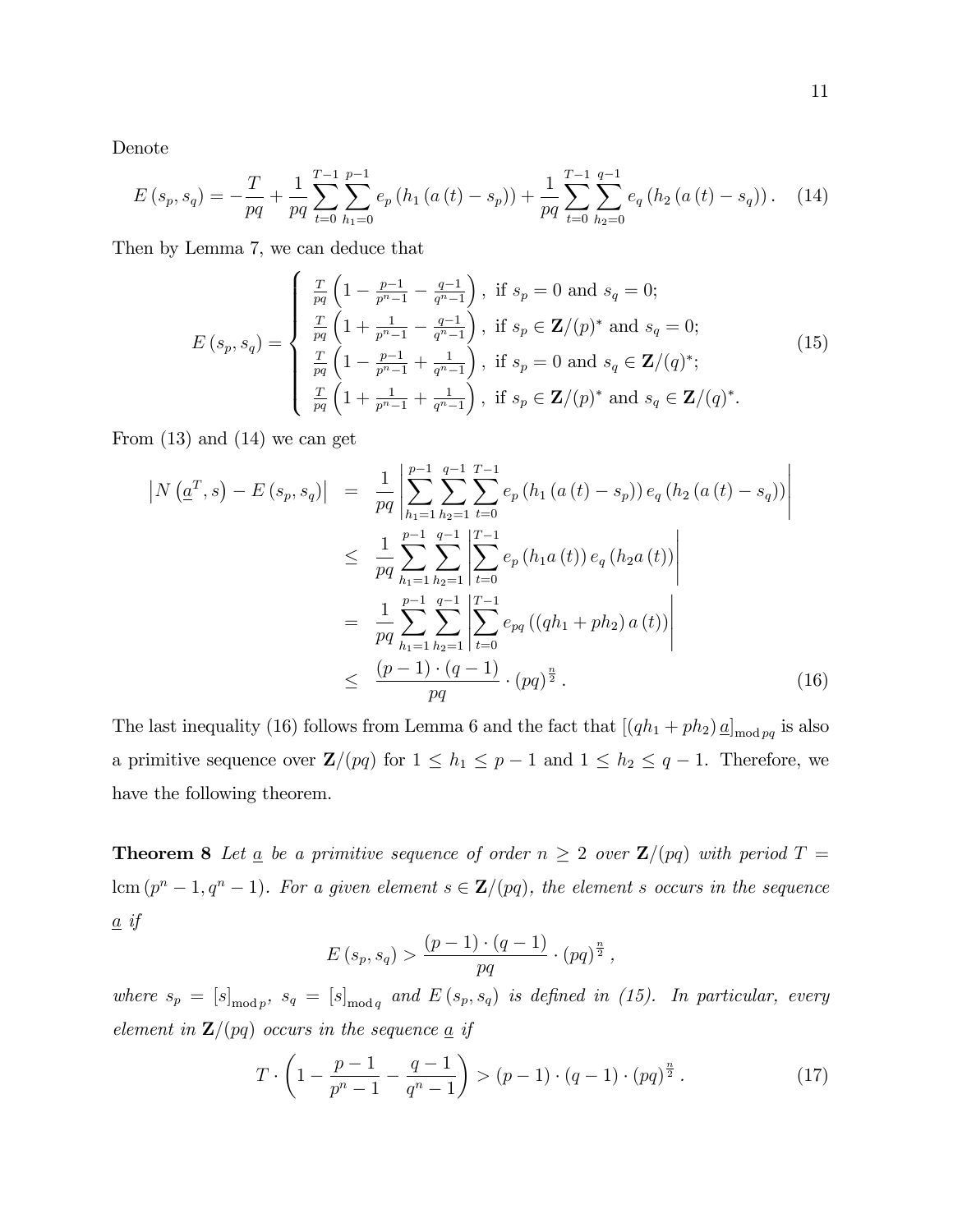Denote

$$E\left(s_{p},s_{q}\right)=-\frac{T}{pq}+\frac{1}{pq}\sum_{t=0}^{T-1}\sum_{h_{1}=0}^{p-1}e_{p}\left(h_{1}\left(a\left(t\right)-s_{p}\right)\right)+\frac{1}{pq}\sum_{t=0}^{T-1}\sum_{h_{2}=0}^{q-1}e_{q}\left(h_{2}\left(a\left(t\right)-s_{q}\right)\right). \tag{14}$$

Then by Lemma 7, we can deduce that

$$E\left(s_{p},s_{q}\right)=\begin{cases}\frac{T}{pq}\left(1-\frac{p-1}{p^{n}-1}-\frac{q-1}{q^{n}-1}\right), \text{ if } s_{p}=0 \text{ and } s_{q}=0;\\ \frac{T}{pq}\left(1+\frac{1}{p^{n}-1}-\frac{q-1}{q^{n}-1}\right), \text{ if } s_{p}\in\mathbf{Z}/(p)^{*} \text{ and } s_{q}=0;\\ \frac{T}{pq}\left(1-\frac{p-1}{p^{n}-1}+\frac{1}{q^{n}-1}\right), \text{ if } s_{p}=0 \text{ and } s_{q}\in\mathbf{Z}/(q)^{*};\\ \frac{T}{pq}\left(1+\frac{1}{p^{n}-1}+\frac{1}{q^{n}-1}\right), \text{ if } s_{p}\in\mathbf{Z}/(p)^{*} \text{ and } s_{q}\in\mathbf{Z}/(q)^{*}.\end{cases} \tag{15}$$

From (13) and (14) we can get

$$\begin{aligned}\left|N\left(\underline{a}^{T},s\right)-E\left(s_{p},s_{q}\right)\right| &= \frac{1}{pq}\left|\sum_{h_{1}=1}^{p-1}\sum_{h_{2}=1}^{q-1}\sum_{t=0}^{T-1}e_{p}\left(h_{1}\left(a\left(t\right)-s_{p}\right)\right)e_{q}\left(h_{2}\left(a\left(t\right)-s_{q}\right)\right)\right|\\ &\leq \frac{1}{pq}\sum_{h_{1}=1}^{p-1}\sum_{h_{2}=1}^{q-1}\left|\sum_{t=0}^{T-1}e_{p}\left(h_{1}a\left(t\right)\right)e_{q}\left(h_{2}a\left(t\right)\right)\right|\\ &= \frac{1}{pq}\sum_{h_{1}=1}^{p-1}\sum_{h_{2}=1}^{q-1}\left|\sum_{t=0}^{T-1}e_{pq}\left(\left(qh_{1}+ph_{2}\right)a\left(t\right)\right)\right|\\ &\leq \frac{\left(p-1\right)\cdot\left(q-1\right)}{pq}\cdot\left(pq\right)^{\frac{n}{2}}.\end{aligned} \tag{16}$$

The last inequality (16) follows from Lemma 6 and the fact that $\left[\left(qh_{1}+ph_{2}\right)\underline{a}\right]_{\bmod pq}$ is also a primitive sequence over $\mathbf{Z}/(pq)$ for $1\leq h_{1}\leq p-1$ and $1\leq h_{2}\leq q-1$. Therefore, we have the following theorem.

**Theorem 8** *Let $\underline{a}$ be a primitive sequence of order $n\geq 2$ over $\mathbf{Z}/(pq)$ with period $T=\operatorname{lcm}\left(p^{n}-1,q^{n}-1\right)$. For a given element $s\in\mathbf{Z}/(pq)$, the element $s$ occurs in the sequence $\underline{a}$ if*

$$E\left(s_{p},s_{q}\right)>\frac{\left(p-1\right)\cdot\left(q-1\right)}{pq}\cdot\left(pq\right)^{\frac{n}{2}},$$

*where $s_{p}=\left[s\right]_{\bmod p}$, $s_{q}=\left[s\right]_{\bmod q}$ and $E\left(s_{p},s_{q}\right)$ is defined in (15). In particular, every element in $\mathbf{Z}/(pq)$ occurs in the sequence $\underline{a}$ if*

$$T\cdot\left(1-\frac{p-1}{p^{n}-1}-\frac{q-1}{q^{n}-1}\right)>\left(p-1\right)\cdot\left(q-1\right)\cdot\left(pq\right)^{\frac{n}{2}}. \tag{17}$$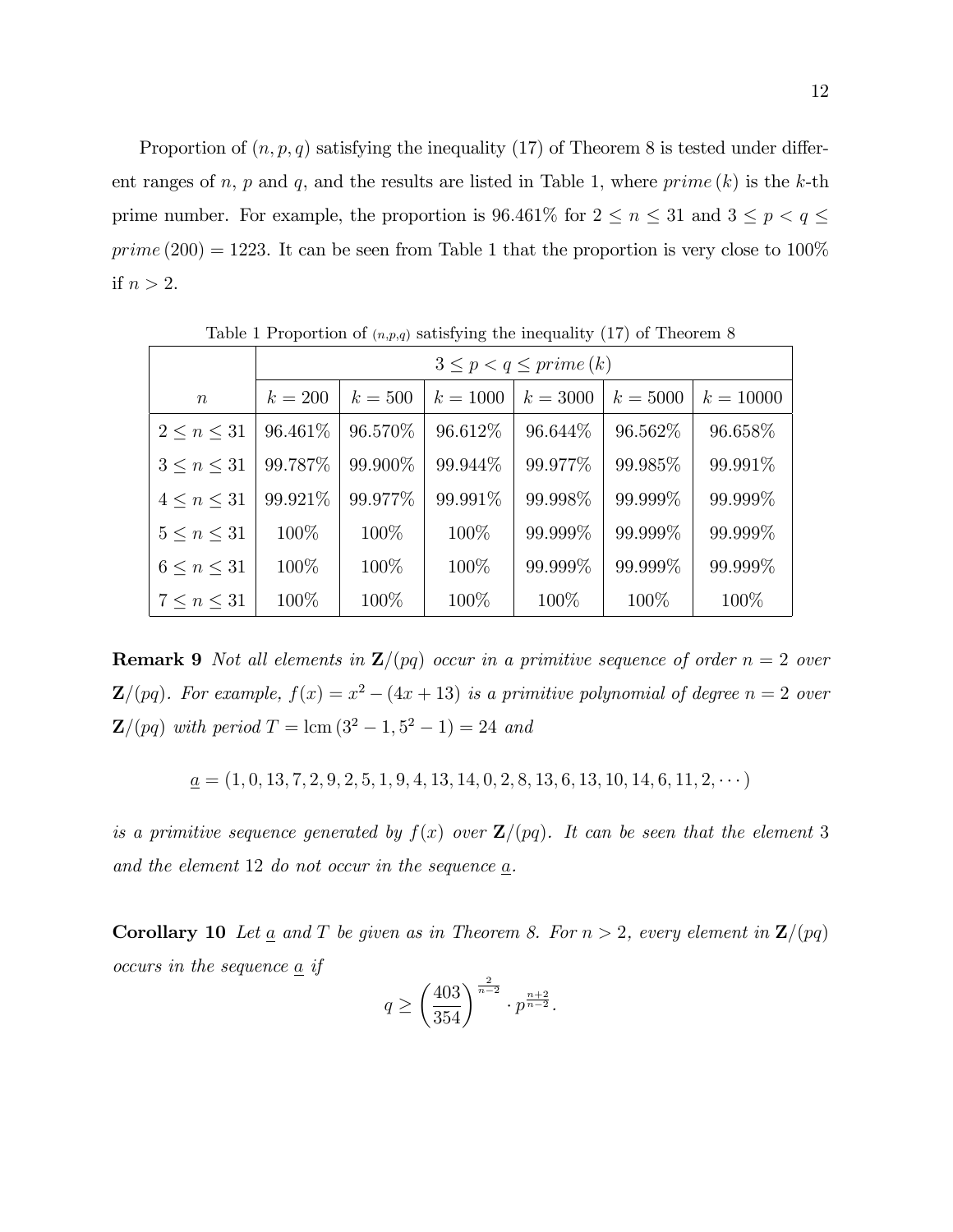Proportion of $(n, p, q)$ satisfying the inequality (17) of Theorem 8 is tested under different ranges of $n$, $p$ and $q$, and the results are listed in Table 1, where $prime\,(k)$ is the $k$-th prime number. For example, the proportion is 96.461% for $2 \leq n \leq 31$ and $3 \leq p < q \leq prime\,(200) = 1223$. It can be seen from Table 1 that the proportion is very close to 100% if $n > 2$.

Table 1 Proportion of $(n,p,q)$ satisfying the inequality (17) of Theorem 8

| | $3 \leq p < q \leq prime\,(k)$ | | | | | |
|---|---|---|---|---|---|---|
| $n$ | $k = 200$ | $k = 500$ | $k = 1000$ | $k = 3000$ | $k = 5000$ | $k = 10000$ |
| $2 \leq n \leq 31$ | 96.461% | 96.570% | 96.612% | 96.644% | 96.562% | 96.658% |
| $3 \leq n \leq 31$ | 99.787% | 99.900% | 99.944% | 99.977% | 99.985% | 99.991% |
| $4 \leq n \leq 31$ | 99.921% | 99.977% | 99.991% | 99.998% | 99.999% | 99.999% |
| $5 \leq n \leq 31$ | 100% | 100% | 100% | 99.999% | 99.999% | 99.999% |
| $6 \leq n \leq 31$ | 100% | 100% | 100% | 99.999% | 99.999% | 99.999% |
| $7 \leq n \leq 31$ | 100% | 100% | 100% | 100% | 100% | 100% |

**Remark 9** *Not all elements in $\mathbf{Z}/(pq)$ occur in a primitive sequence of order $n = 2$ over $\mathbf{Z}/(pq)$. For example, $f(x) = x^2 - (4x + 13)$ is a primitive polynomial of degree $n = 2$ over $\mathbf{Z}/(pq)$ with period $T = \mathrm{lcm}\,(3^2 - 1, 5^2 - 1) = 24$ and*

$$\underline{a} = (1, 0, 13, 7, 2, 9, 2, 5, 1, 9, 4, 13, 14, 0, 2, 8, 13, 6, 13, 10, 14, 6, 11, 2, \cdots)$$

*is a primitive sequence generated by $f(x)$ over $\mathbf{Z}/(pq)$. It can be seen that the element 3 and the element 12 do not occur in the sequence $\underline{a}$.*

**Corollary 10** *Let $\underline{a}$ and $T$ be given as in Theorem 8. For $n > 2$, every element in $\mathbf{Z}/(pq)$ occurs in the sequence $\underline{a}$ if*

$$q \geq \left(\frac{403}{354}\right)^{\frac{2}{n-2}} \cdot p^{\frac{n+2}{n-2}}.$$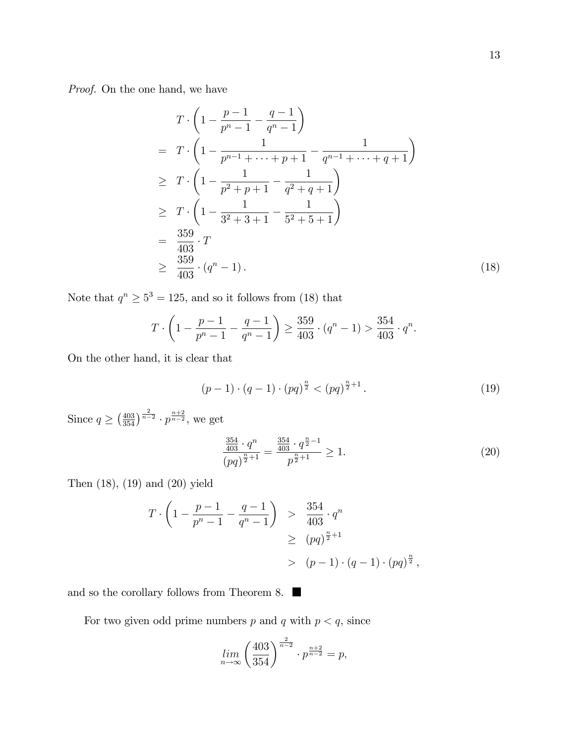*Proof.* On the one hand, we have

$$
\begin{aligned}
& T \cdot \left(1 - \frac{p-1}{p^n - 1} - \frac{q-1}{q^n-1}\right) \\
= \;& T \cdot \left(1 - \frac{1}{p^{n-1} + \cdots + p + 1} - \frac{1}{q^{n-1} + \cdots + q + 1}\right) \\
\geq \;& T \cdot \left(1 - \frac{1}{p^2 + p + 1} - \frac{1}{q^2 + q + 1}\right) \\
\geq \;& T \cdot \left(1 - \frac{1}{3^2 + 3 + 1} - \frac{1}{5^2 + 5 + 1}\right) \\
= \;& \frac{359}{403} \cdot T \\
\geq \;& \frac{359}{403} \cdot (q^n - 1). \qquad (18)
\end{aligned}
$$

Note that $q^n \geq 5^3 = 125$, and so it follows from (18) that

$$
T \cdot \left(1 - \frac{p-1}{p^n - 1} - \frac{q-1}{q^n-1}\right) \geq \frac{359}{403} \cdot (q^n - 1) > \frac{354}{403} \cdot q^n.
$$

On the other hand, it is clear that

$$
(p-1) \cdot (q-1) \cdot (pq)^{\frac{n}{2}} < (pq)^{\frac{n}{2}+1}. \qquad (19)
$$

Since $q \geq \left(\frac{403}{354}\right)^{\frac{2}{n-2}} \cdot p^{\frac{n+2}{n-2}}$, we get

$$
\frac{\frac{354}{403} \cdot q^n}{(pq)^{\frac{n}{2}+1}} = \frac{\frac{354}{403} \cdot q^{\frac{n}{2}-1}}{p^{\frac{n}{2}+1}} \geq 1. \qquad (20)
$$

Then (18), (19) and (20) yield

$$
\begin{aligned}
T \cdot \left(1 - \frac{p-1}{p^n - 1} - \frac{q-1}{q^n-1}\right) \; & > \; \frac{354}{403} \cdot q^n \\
& \geq \; (pq)^{\frac{n}{2}+1} \\
& > \; (p-1) \cdot (q-1) \cdot (pq)^{\frac{n}{2}},
\end{aligned}
$$

and so the corollary follows from Theorem 8. ■

For two given odd prime numbers $p$ and $q$ with $p < q$, since

$$
\lim_{n \to \infty} \left(\frac{403}{354}\right)^{\frac{2}{n-2}} \cdot p^{\frac{n+2}{n-2}} = p,
$$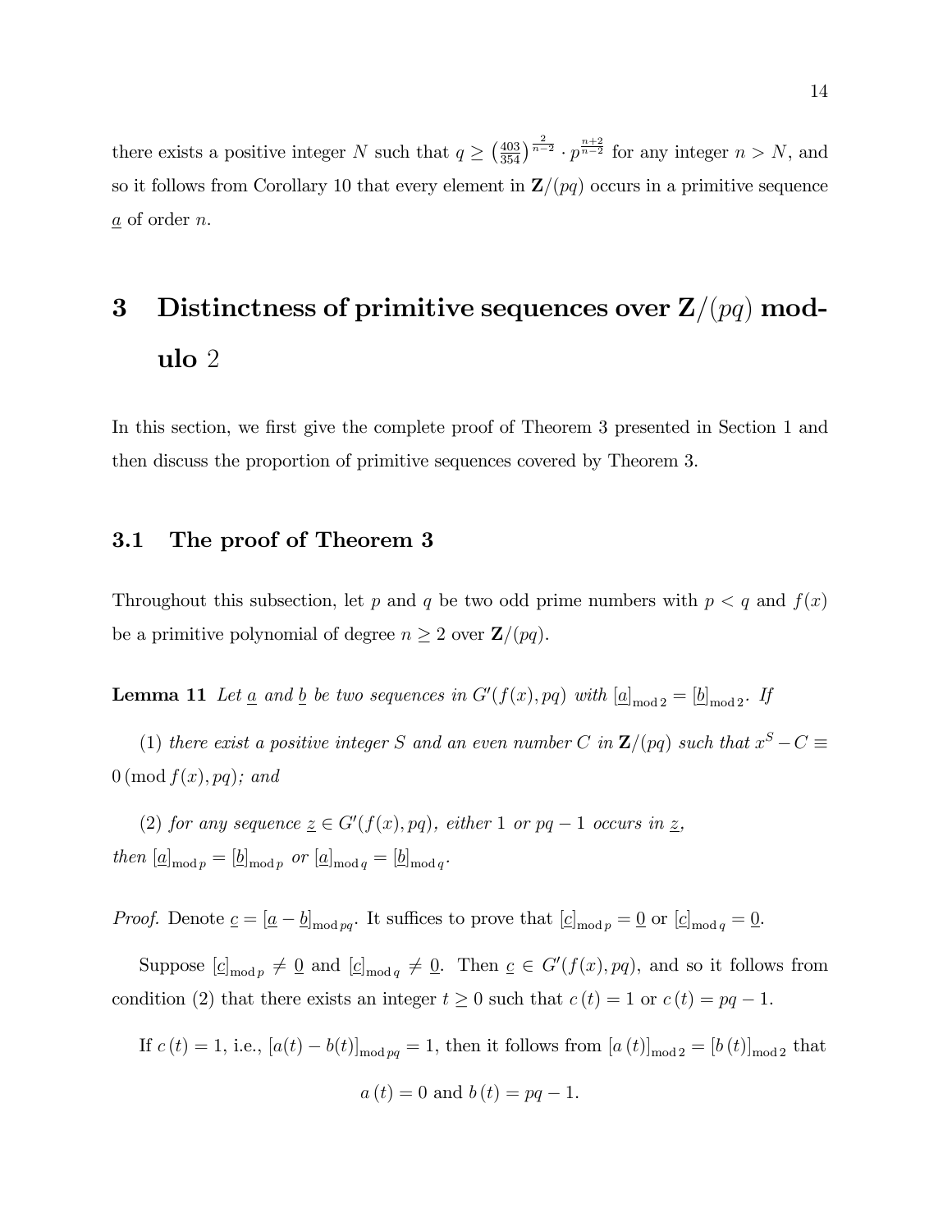there exists a positive integer $N$ such that $q \geq \left(\frac{403}{354}\right)^{\frac{2}{n-2}} \cdot p^{\frac{n+2}{n-2}}$ for any integer $n > N$, and so it follows from Corollary 10 that every element in $\mathbf{Z}/(pq)$ occurs in a primitive sequence $\underline{a}$ of order $n$.

# 3 Distinctness of primitive sequences over $\mathbf{Z}/(pq)$ modulo 2

In this section, we first give the complete proof of Theorem 3 presented in Section 1 and then discuss the proportion of primitive sequences covered by Theorem 3.

## 3.1 The proof of Theorem 3

Throughout this subsection, let $p$ and $q$ be two odd prime numbers with $p < q$ and $f(x)$ be a primitive polynomial of degree $n \geq 2$ over $\mathbf{Z}/(pq)$.

**Lemma 11** *Let $\underline{a}$ and $\underline{b}$ be two sequences in $G'(f(x), pq)$ with $[\underline{a}]_{\bmod 2} = [\underline{b}]_{\bmod 2}$. If*

*(1) there exist a positive integer $S$ and an even number $C$ in $\mathbf{Z}/(pq)$ such that $x^S - C \equiv 0 \,(\bmod\, f(x), pq)$; and*

*(2) for any sequence $\underline{z} \in G'(f(x), pq)$, either $1$ or $pq-1$ occurs in $\underline{z}$,*

*then $[\underline{a}]_{\bmod p} = [\underline{b}]_{\bmod p}$ or $[\underline{a}]_{\bmod q} = [\underline{b}]_{\bmod q}$.*

*Proof.* Denote $\underline{c} = [\underline{a} - \underline{b}]_{\bmod pq}$. It suffices to prove that $[\underline{c}]_{\bmod p} = \underline{0}$ or $[\underline{c}]_{\bmod q} = \underline{0}$.

Suppose $[\underline{c}]_{\bmod p} \neq \underline{0}$ and $[\underline{c}]_{\bmod q} \neq \underline{0}$. Then $\underline{c} \in G'(f(x), pq)$, and so it follows from condition (2) that there exists an integer $t \geq 0$ such that $c(t) = 1$ or $c(t) = pq - 1$.

If $c(t) = 1$, i.e., $[a(t) - b(t)]_{\bmod pq} = 1$, then it follows from $[a(t)]_{\bmod 2} = [b(t)]_{\bmod 2}$ that

$$a(t) = 0 \text{ and } b(t) = pq - 1.$$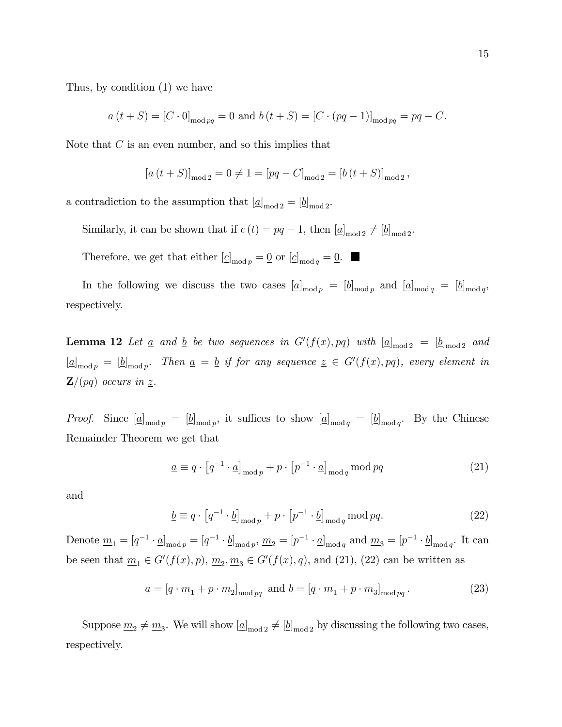Thus, by condition (1) we have

$$a\,(t+S) = [C \cdot 0]_{\mathrm{mod}\, pq} = 0 \text{ and } b\,(t+S) = [C \cdot (pq-1)]_{\mathrm{mod}\, pq} = pq - C.$$

Note that $C$ is an even number, and so this implies that

$$[a\,(t+S)]_{\mathrm{mod}\, 2} = 0 \neq 1 = [pq - C]_{\mathrm{mod}\, 2} = [b\,(t+S)]_{\mathrm{mod}\, 2}\,,$$

a contradiction to the assumption that $[\underline{a}]_{\mathrm{mod}\, 2} = [\underline{b}]_{\mathrm{mod}\, 2}$.

Similarly, it can be shown that if $c\,(t) = pq - 1$, then $[\underline{a}]_{\mathrm{mod}\, 2} \neq [\underline{b}]_{\mathrm{mod}\, 2}$.

Therefore, we get that either $[\underline{c}]_{\mathrm{mod}\, p} = \underline{0}$ or $[\underline{c}]_{\mathrm{mod}\, q} = \underline{0}$. ■

In the following we discuss the two cases $[\underline{a}]_{\mathrm{mod}\, p} = [\underline{b}]_{\mathrm{mod}\, p}$ and $[\underline{a}]_{\mathrm{mod}\, q} = [\underline{b}]_{\mathrm{mod}\, q}$, respectively.

**Lemma 12** *Let $\underline{a}$ and $\underline{b}$ be two sequences in $G'(f(x), pq)$ with $[\underline{a}]_{\mathrm{mod}\, 2} = [\underline{b}]_{\mathrm{mod}\, 2}$ and $[\underline{a}]_{\mathrm{mod}\, p} = [\underline{b}]_{\mathrm{mod}\, p}$. Then $\underline{a} = \underline{b}$ if for any sequence $\underline{z} \in G'(f(x), pq)$, every element in $\mathbf{Z}/(pq)$ occurs in $\underline{z}$.*

*Proof.* Since $[\underline{a}]_{\mathrm{mod}\, p} = [\underline{b}]_{\mathrm{mod}\, p}$, it suffices to show $[\underline{a}]_{\mathrm{mod}\, q} = [\underline{b}]_{\mathrm{mod}\, q}$. By the Chinese Remainder Theorem we get that

$$\underline{a} \equiv q \cdot \left[q^{-1} \cdot \underline{a}\right]_{\mathrm{mod}\, p} + p \cdot \left[p^{-1} \cdot \underline{a}\right]_{\mathrm{mod}\, q} \mathrm{mod}\, pq \tag{21}$$

and

$$\underline{b} \equiv q \cdot \left[q^{-1} \cdot \underline{b}\right]_{\mathrm{mod}\, p} + p \cdot \left[p^{-1} \cdot \underline{b}\right]_{\mathrm{mod}\, q} \mathrm{mod}\, pq. \tag{22}$$

Denote $\underline{m}_1 = [q^{-1} \cdot \underline{a}]_{\mathrm{mod}\, p} = [q^{-1} \cdot \underline{b}]_{\mathrm{mod}\, p}$, $\underline{m}_2 = [p^{-1} \cdot \underline{a}]_{\mathrm{mod}\, q}$ and $\underline{m}_3 = [p^{-1} \cdot \underline{b}]_{\mathrm{mod}\, q}$. It can be seen that $\underline{m}_1 \in G'(f(x), p)$, $\underline{m}_2, \underline{m}_3 \in G'(f(x), q)$, and (21), (22) can be written as

$$\underline{a} = [q \cdot \underline{m}_1 + p \cdot \underline{m}_2]_{\mathrm{mod}\, pq} \text{ and } \underline{b} = [q \cdot \underline{m}_1 + p \cdot \underline{m}_3]_{\mathrm{mod}\, pq}\,. \tag{23}$$

Suppose $\underline{m}_2 \neq \underline{m}_3$. We will show $[\underline{a}]_{\mathrm{mod}\, 2} \neq [\underline{b}]_{\mathrm{mod}\, 2}$ by discussing the following two cases, respectively.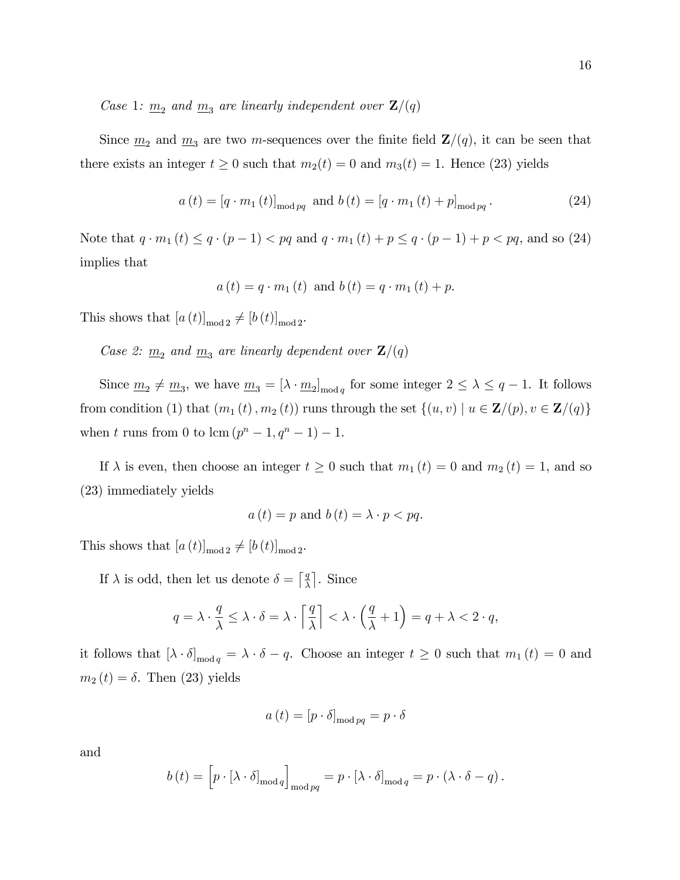*Case 1: $\underline{m}_2$ and $\underline{m}_3$ are linearly independent over $\mathbf{Z}/(q)$*

Since $\underline{m}_2$ and $\underline{m}_3$ are two $m$-sequences over the finite field $\mathbf{Z}/(q)$, it can be seen that there exists an integer $t \geq 0$ such that $m_2(t) = 0$ and $m_3(t) = 1$. Hence (23) yields

$$a(t) = [q \cdot m_1(t)]_{\bmod pq} \text{ and } b(t) = [q \cdot m_1(t) + p]_{\bmod pq}. \tag{24}$$

Note that $q \cdot m_1(t) \leq q \cdot (p-1) < pq$ and $q \cdot m_1(t) + p \leq q \cdot (p-1) + p < pq$, and so (24) implies that

$$a(t) = q \cdot m_1(t) \text{ and } b(t) = q \cdot m_1(t) + p.$$

This shows that $[a(t)]_{\bmod 2} \neq [b(t)]_{\bmod 2}$.

*Case 2: $\underline{m}_2$ and $\underline{m}_3$ are linearly dependent over $\mathbf{Z}/(q)$*

Since $\underline{m}_2 \neq \underline{m}_3$, we have $\underline{m}_3 = [\lambda \cdot \underline{m}_2]_{\bmod q}$ for some integer $2 \leq \lambda \leq q-1$. It follows from condition (1) that $(m_1(t), m_2(t))$ runs through the set $\{(u, v) \mid u \in \mathbf{Z}/(p), v \in \mathbf{Z}/(q)\}$ when $t$ runs from 0 to $\operatorname{lcm}(p^n - 1, q^n - 1) - 1$.

If $\lambda$ is even, then choose an integer $t \geq 0$ such that $m_1(t) = 0$ and $m_2(t) = 1$, and so (23) immediately yields

$$a(t) = p \text{ and } b(t) = \lambda \cdot p < pq.$$

This shows that $[a(t)]_{\bmod 2} \neq [b(t)]_{\bmod 2}$.

If $\lambda$ is odd, then let us denote $\delta = \left\lceil \frac{q}{\lambda} \right\rceil$. Since

$$q = \lambda \cdot \frac{q}{\lambda} \leq \lambda \cdot \delta = \lambda \cdot \left\lceil \frac{q}{\lambda} \right\rceil < \lambda \cdot \left( \frac{q}{\lambda} + 1 \right) = q + \lambda < 2 \cdot q,$$

it follows that $[\lambda \cdot \delta]_{\bmod q} = \lambda \cdot \delta - q$. Choose an integer $t \geq 0$ such that $m_1(t) = 0$ and $m_2(t) = \delta$. Then (23) yields

$$a(t) = [p \cdot \delta]_{\bmod pq} = p \cdot \delta$$

and

$$b(t) = \left[ p \cdot [\lambda \cdot \delta]_{\bmod q} \right]_{\bmod pq} = p \cdot [\lambda \cdot \delta]_{\bmod q} = p \cdot (\lambda \cdot \delta - q).$$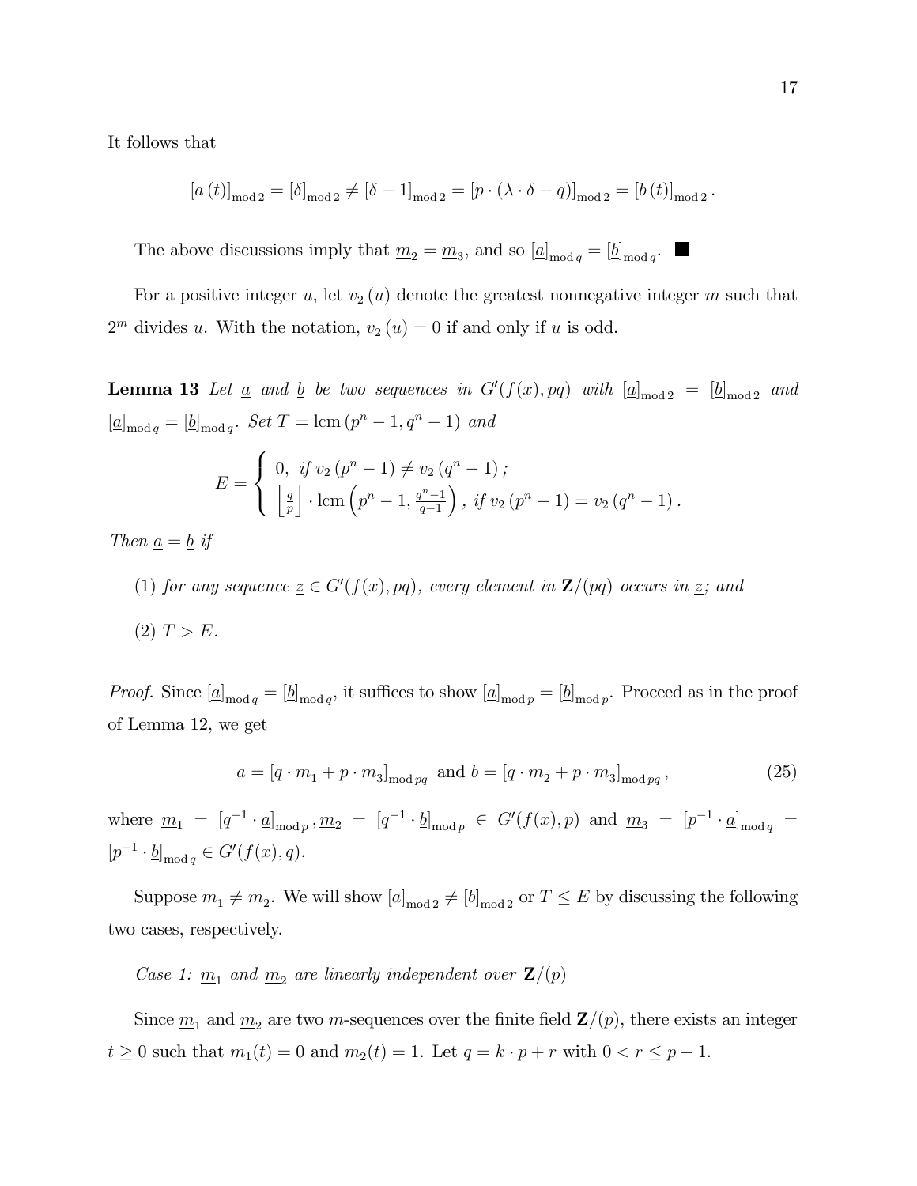It follows that

$$[a(t)]_{\bmod 2} = [\delta]_{\bmod 2} \neq [\delta - 1]_{\bmod 2} = [p \cdot (\lambda \cdot \delta - q)]_{\bmod 2} = [b(t)]_{\bmod 2}.$$

The above discussions imply that $\underline{m}_2 = \underline{m}_3$, and so $[\underline{a}]_{\bmod q} = [\underline{b}]_{\bmod q}$. ■

For a positive integer $u$, let $v_2(u)$ denote the greatest nonnegative integer $m$ such that $2^m$ divides $u$. With the notation, $v_2(u) = 0$ if and only if $u$ is odd.

**Lemma 13** *Let $\underline{a}$ and $\underline{b}$ be two sequences in $G'(f(x), pq)$ with $[\underline{a}]_{\bmod 2} = [\underline{b}]_{\bmod 2}$ and $[\underline{a}]_{\bmod q} = [\underline{b}]_{\bmod q}$. Set $T = \operatorname{lcm}(p^n - 1, q^n - 1)$ and*

$$E = \begin{cases} 0, & \text{if } v_2(p^n - 1) \neq v_2(q^n - 1); \\ \left\lfloor \frac{q}{p} \right\rfloor \cdot \operatorname{lcm}\left(p^n - 1, \frac{q^n - 1}{q - 1}\right), & \text{if } v_2(p^n - 1) = v_2(q^n - 1). \end{cases}$$

*Then $\underline{a} = \underline{b}$ if*

(1) *for any sequence $\underline{z} \in G'(f(x), pq)$, every element in $\mathbf{Z}/(pq)$ occurs in $\underline{z}$; and*

(2) *$T > E$.*

*Proof.* Since $[\underline{a}]_{\bmod q} = [\underline{b}]_{\bmod q}$, it suffices to show $[\underline{a}]_{\bmod p} = [\underline{b}]_{\bmod p}$. Proceed as in the proof of Lemma 12, we get

$$\underline{a} = [q \cdot \underline{m}_1 + p \cdot \underline{m}_3]_{\bmod pq} \text{ and } \underline{b} = [q \cdot \underline{m}_2 + p \cdot \underline{m}_3]_{\bmod pq}, \tag{25}$$

where $\underline{m}_1 = [q^{-1} \cdot \underline{a}]_{\bmod p}, \underline{m}_2 = [q^{-1} \cdot \underline{b}]_{\bmod p} \in G'(f(x), p)$ and $\underline{m}_3 = [p^{-1} \cdot \underline{a}]_{\bmod q} = [p^{-1} \cdot \underline{b}]_{\bmod q} \in G'(f(x), q)$.

Suppose $\underline{m}_1 \neq \underline{m}_2$. We will show $[\underline{a}]_{\bmod 2} \neq [\underline{b}]_{\bmod 2}$ or $T \leq E$ by discussing the following two cases, respectively.

*Case 1: $\underline{m}_1$ and $\underline{m}_2$ are linearly independent over $\mathbf{Z}/(p)$*

Since $\underline{m}_1$ and $\underline{m}_2$ are two $m$-sequences over the finite field $\mathbf{Z}/(p)$, there exists an integer $t \geq 0$ such that $m_1(t) = 0$ and $m_2(t) = 1$. Let $q = k \cdot p + r$ with $0 < r \leq p - 1$.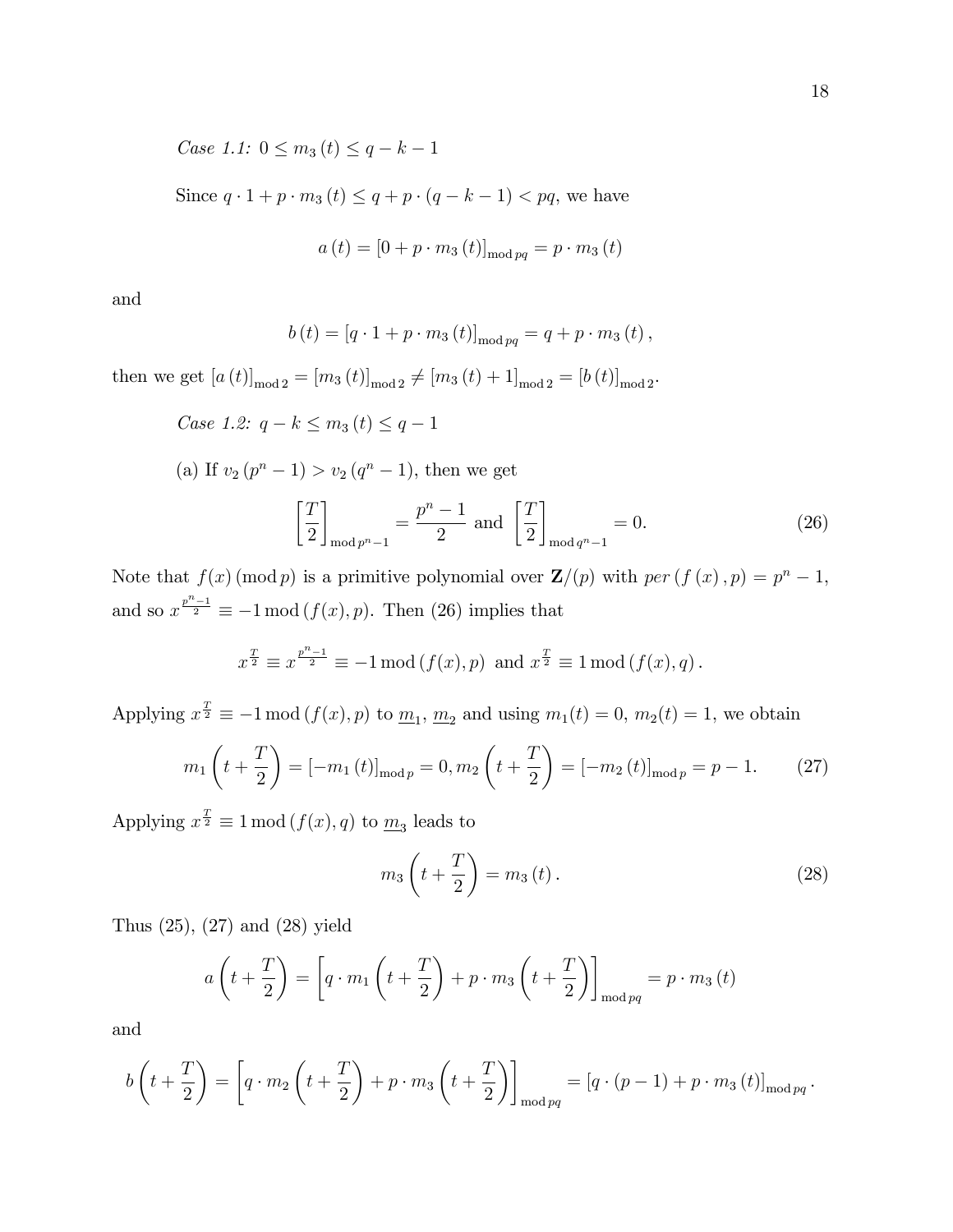*Case 1.1:* $0 \le m_3(t) \le q - k - 1$

Since $q \cdot 1 + p \cdot m_3(t) \le q + p \cdot (q - k - 1) < pq$, we have

$$a(t) = [0 + p \cdot m_3(t)]_{\bmod pq} = p \cdot m_3(t)$$

and

$$b(t) = [q \cdot 1 + p \cdot m_3(t)]_{\bmod pq} = q + p \cdot m_3(t),$$

then we get $[a(t)]_{\bmod 2} = [m_3(t)]_{\bmod 2} \neq [m_3(t) + 1]_{\bmod 2} = [b(t)]_{\bmod 2}$.

*Case 1.2:* $q - k \le m_3(t) \le q - 1$

(a) If $v_2(p^n - 1) > v_2(q^n - 1)$, then we get

$$\left[\frac{T}{2}\right]_{\bmod p^n - 1} = \frac{p^n - 1}{2} \text{ and } \left[\frac{T}{2}\right]_{\bmod q^n - 1} = 0. \tag{26}$$

Note that $f(x) \pmod p$ is a primitive polynomial over $\mathbf{Z}/(p)$ with $per(f(x), p) = p^n - 1$, and so $x^{\frac{p^n-1}{2}} \equiv -1 \bmod (f(x), p)$. Then (26) implies that

$$x^{\frac{T}{2}} \equiv x^{\frac{p^n-1}{2}} \equiv -1 \bmod (f(x), p) \text{ and } x^{\frac{T}{2}} \equiv 1 \bmod (f(x), q).$$

Applying $x^{\frac{T}{2}} \equiv -1 \bmod (f(x), p)$ to $\underline{m}_1$, $\underline{m}_2$ and using $m_1(t) = 0$, $m_2(t) = 1$, we obtain

$$m_1\left(t + \frac{T}{2}\right) = [-m_1(t)]_{\bmod p} = 0, m_2\left(t + \frac{T}{2}\right) = [-m_2(t)]_{\bmod p} = p - 1. \tag{27}$$

Applying $x^{\frac{T}{2}} \equiv 1 \bmod (f(x), q)$ to $\underline{m}_3$ leads to

$$m_3\left(t + \frac{T}{2}\right) = m_3(t). \tag{28}$$

Thus (25), (27) and (28) yield

$$a\left(t + \frac{T}{2}\right) = \left[q \cdot m_1\left(t + \frac{T}{2}\right) + p \cdot m_3\left(t + \frac{T}{2}\right)\right]_{\bmod pq} = p \cdot m_3(t)$$

and

$$b\left(t + \frac{T}{2}\right) = \left[q \cdot m_2\left(t + \frac{T}{2}\right) + p \cdot m_3\left(t + \frac{T}{2}\right)\right]_{\bmod pq} = [q \cdot (p - 1) + p \cdot m_3(t)]_{\bmod pq}.$$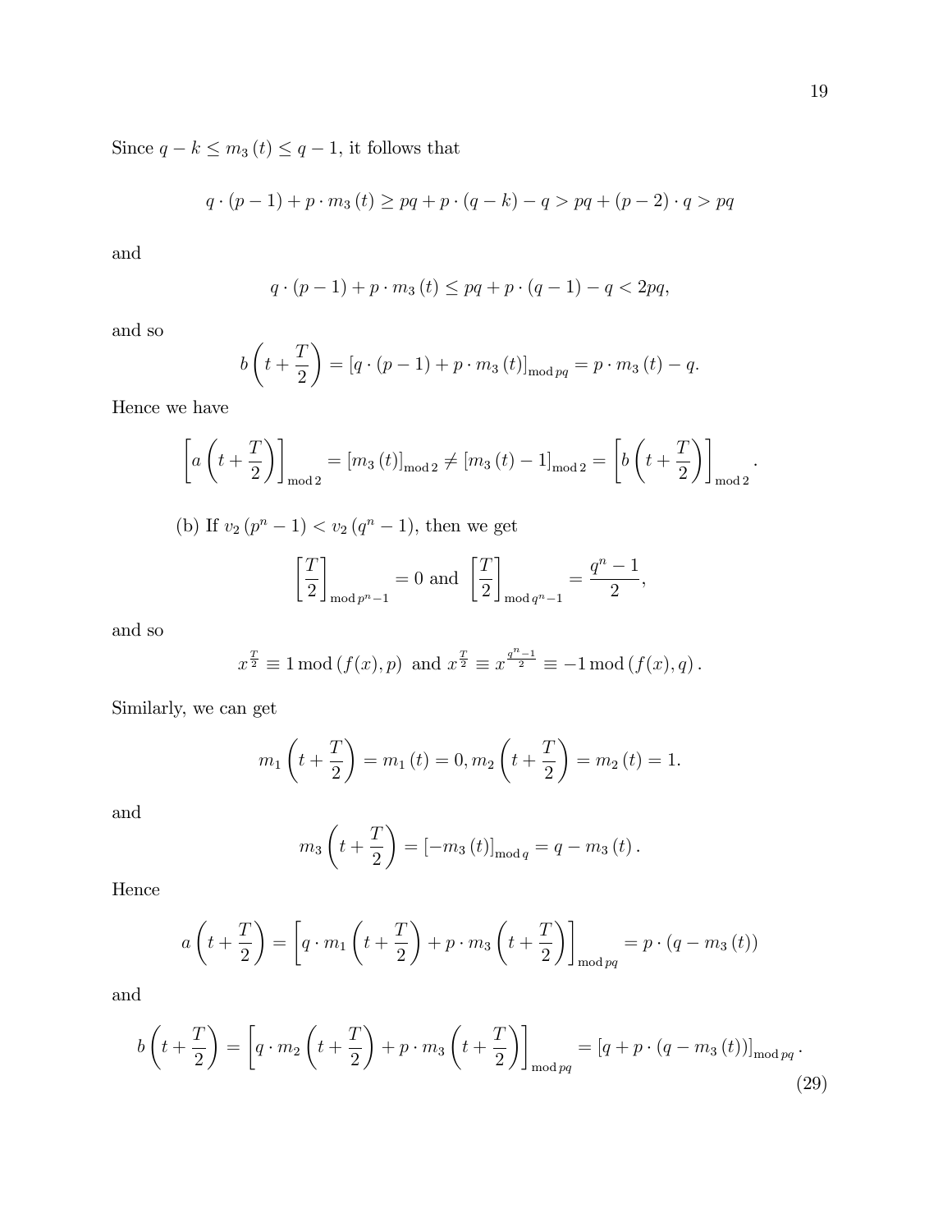Since $q - k \leq m_3(t) \leq q - 1$, it follows that

$$q \cdot (p-1) + p \cdot m_3(t) \geq pq + p \cdot (q-k) - q > pq + (p-2) \cdot q > pq$$

and

$$q \cdot (p-1) + p \cdot m_3(t) \leq pq + p \cdot (q-1) - q < 2pq,$$

and so

$$b\left(t + \frac{T}{2}\right) = \left[q \cdot (p-1) + p \cdot m_3(t)\right]_{\bmod pq} = p \cdot m_3(t) - q.$$

Hence we have

$$\left[a\left(t + \frac{T}{2}\right)\right]_{\bmod 2} = \left[m_3(t)\right]_{\bmod 2} \neq \left[m_3(t) - 1\right]_{\bmod 2} = \left[b\left(t + \frac{T}{2}\right)\right]_{\bmod 2}.$$

(b) If $v_2(p^n - 1) < v_2(q^n - 1)$, then we get

$$\left[\frac{T}{2}\right]_{\bmod p^n - 1} = 0 \text{ and } \left[\frac{T}{2}\right]_{\bmod q^n - 1} = \frac{q^n - 1}{2},$$

and so

$$x^{\frac{T}{2}} \equiv 1 \bmod (f(x), p) \text{ and } x^{\frac{T}{2}} \equiv x^{\frac{q^n - 1}{2}} \equiv -1 \bmod (f(x), q).$$

Similarly, we can get

$$m_1\left(t + \frac{T}{2}\right) = m_1(t) = 0, m_2\left(t + \frac{T}{2}\right) = m_2(t) = 1.$$

and

$$m_3\left(t + \frac{T}{2}\right) = \left[-m_3(t)\right]_{\bmod q} = q - m_3(t).$$

Hence

$$a\left(t + \frac{T}{2}\right) = \left[q \cdot m_1\left(t + \frac{T}{2}\right) + p \cdot m_3\left(t + \frac{T}{2}\right)\right]_{\bmod pq} = p \cdot (q - m_3(t))$$

and

$$b\left(t + \frac{T}{2}\right) = \left[q \cdot m_2\left(t + \frac{T}{2}\right) + p \cdot m_3\left(t + \frac{T}{2}\right)\right]_{\bmod pq} = \left[q + p \cdot (q - m_3(t))\right]_{\bmod pq}. \tag{29}$$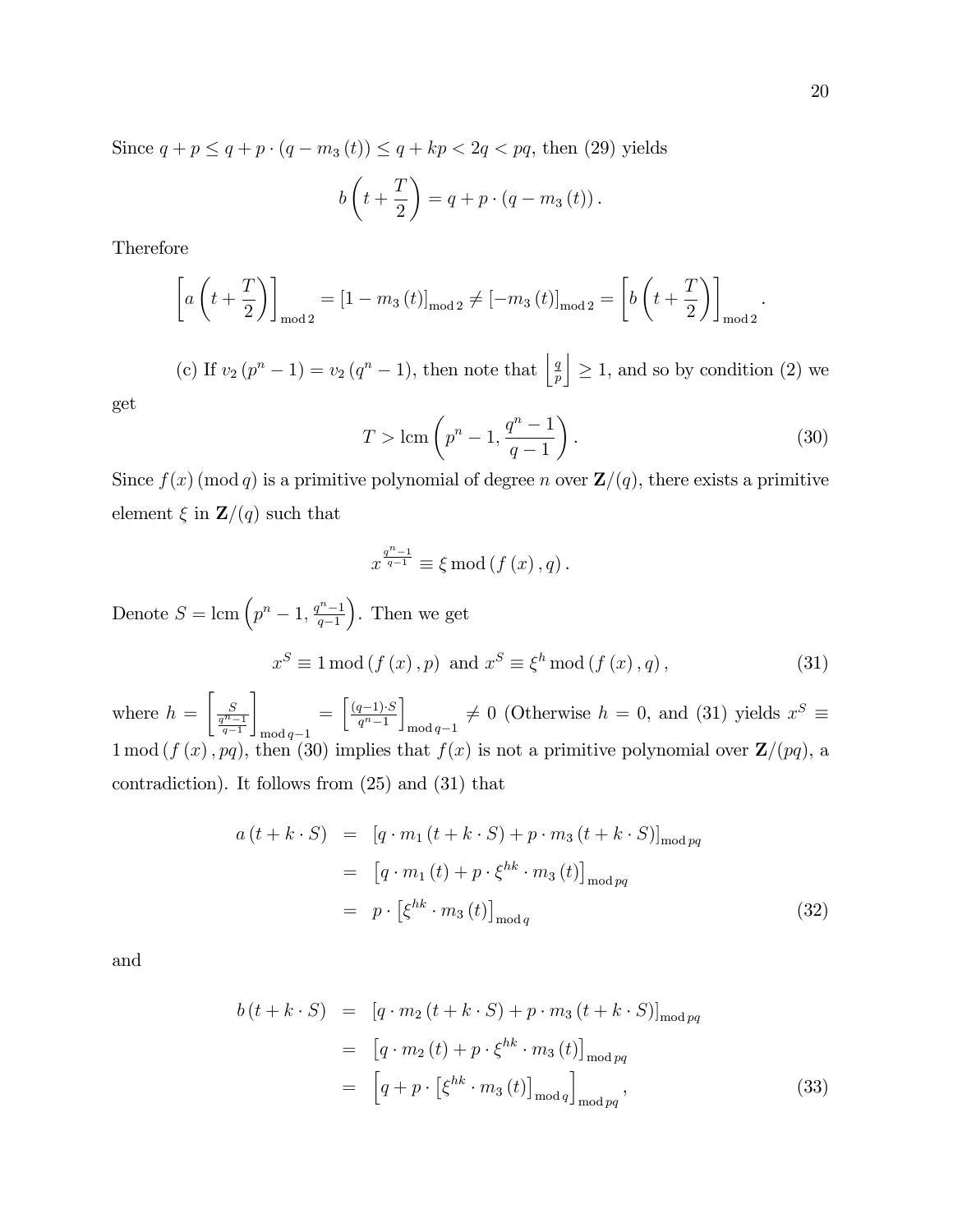Since $q + p \leq q + p \cdot (q - m_3(t)) \leq q + kp < 2q < pq$, then (29) yields

$$b\left(t + \frac{T}{2}\right) = q + p \cdot (q - m_3(t)).$$

Therefore

$$\left[a\left(t + \frac{T}{2}\right)\right]_{\bmod 2} = [1 - m_3(t)]_{\bmod 2} \neq [-m_3(t)]_{\bmod 2} = \left[b\left(t + \frac{T}{2}\right)\right]_{\bmod 2}.$$

(c) If $v_2(p^n - 1) = v_2(q^n - 1)$, then note that $\left\lfloor \frac{q}{p} \right\rfloor \geq 1$, and so by condition (2) we get

$$T > \operatorname{lcm}\left(p^n - 1, \frac{q^n - 1}{q - 1}\right). \tag{30}$$

Since $f(x) \pmod q$ is a primitive polynomial of degree $n$ over $\mathbf{Z}/(q)$, there exists a primitive element $\xi$ in $\mathbf{Z}/(q)$ such that

$$x^{\frac{q^n-1}{q-1}} \equiv \xi \bmod (f(x), q).$$

Denote $S = \operatorname{lcm}\left(p^n - 1, \frac{q^n-1}{q-1}\right)$. Then we get

$$x^S \equiv 1 \bmod (f(x), p) \text{ and } x^S \equiv \xi^h \bmod (f(x), q), \tag{31}$$

where $h = \left[\frac{S}{\frac{q^n-1}{q-1}}\right]_{\bmod q-1} = \left[\frac{(q-1)\cdot S}{q^n-1}\right]_{\bmod q-1} \neq 0$ (Otherwise $h = 0$, and (31) yields $x^S \equiv 1 \bmod (f(x), pq)$, then (30) implies that $f(x)$ is not a primitive polynomial over $\mathbf{Z}/(pq)$, a contradiction). It follows from (25) and (31) that

$$\begin{aligned}
a(t + k \cdot S) &= [q \cdot m_1(t + k \cdot S) + p \cdot m_3(t + k \cdot S)]_{\bmod pq} \\
&= \left[q \cdot m_1(t) + p \cdot \xi^{hk} \cdot m_3(t)\right]_{\bmod pq} \\
&= p \cdot \left[\xi^{hk} \cdot m_3(t)\right]_{\bmod q}
\end{aligned} \tag{32}$$

and

$$\begin{aligned}
b(t + k \cdot S) &= [q \cdot m_2(t + k \cdot S) + p \cdot m_3(t + k \cdot S)]_{\bmod pq} \\
&= \left[q \cdot m_2(t) + p \cdot \xi^{hk} \cdot m_3(t)\right]_{\bmod pq} \\
&= \left[q + p \cdot \left[\xi^{hk} \cdot m_3(t)\right]_{\bmod q}\right]_{\bmod pq},
\end{aligned} \tag{33}$$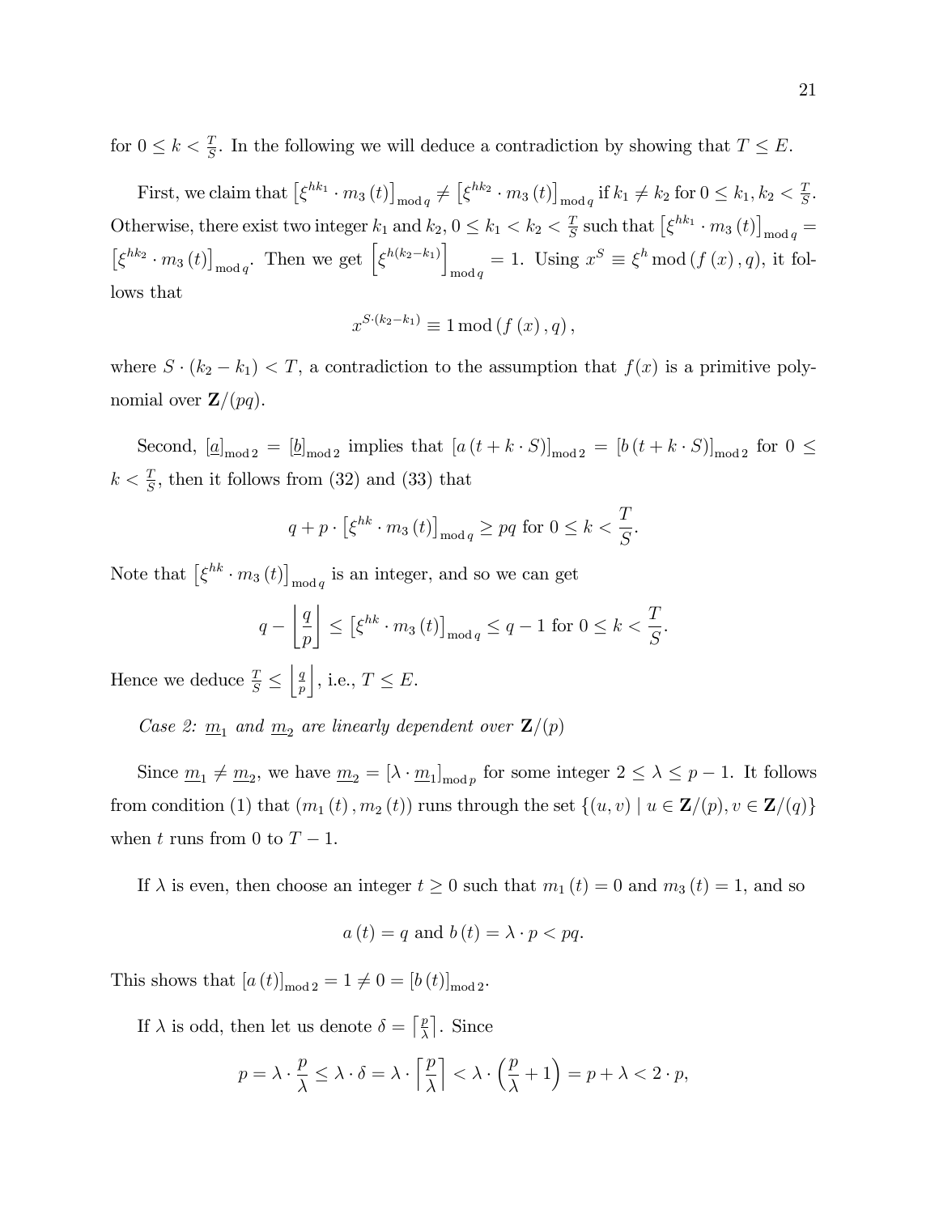for $0 \leq k < \frac{T}{S}$. In the following we will deduce a contradiction by showing that $T \leq E$.

First, we claim that $\left[\xi^{hk_1} \cdot m_3(t)\right]_{\bmod q} \neq \left[\xi^{hk_2} \cdot m_3(t)\right]_{\bmod q}$ if $k_1 \neq k_2$ for $0 \leq k_1, k_2 < \frac{T}{S}$. Otherwise, there exist two integer $k_1$ and $k_2$, $0 \leq k_1 < k_2 < \frac{T}{S}$ such that $\left[\xi^{hk_1} \cdot m_3(t)\right]_{\bmod q} = \left[\xi^{hk_2} \cdot m_3(t)\right]_{\bmod q}$. Then we get $\left[\xi^{h(k_2-k_1)}\right]_{\bmod q} = 1$. Using $x^S \equiv \xi^h \bmod (f(x), q)$, it follows that

$$x^{S\cdot(k_2-k_1)} \equiv 1 \bmod (f(x), q),$$

where $S \cdot (k_2 - k_1) < T$, a contradiction to the assumption that $f(x)$ is a primitive polynomial over $\mathbf{Z}/(pq)$.

Second, $[\underline{a}]_{\bmod 2} = [\underline{b}]_{\bmod 2}$ implies that $[a(t + k \cdot S)]_{\bmod 2} = [b(t + k \cdot S)]_{\bmod 2}$ for $0 \leq k < \frac{T}{S}$, then it follows from (32) and (33) that

$$q + p \cdot \left[\xi^{hk} \cdot m_3(t)\right]_{\bmod q} \geq pq \text{ for } 0 \leq k < \frac{T}{S}.$$

Note that $\left[\xi^{hk} \cdot m_3(t)\right]_{\bmod q}$ is an integer, and so we can get

$$q - \left\lfloor \frac{q}{p} \right\rfloor \leq \left[\xi^{hk} \cdot m_3(t)\right]_{\bmod q} \leq q - 1 \text{ for } 0 \leq k < \frac{T}{S}.$$

Hence we deduce $\frac{T}{S} \leq \left\lfloor \frac{q}{p} \right\rfloor$, i.e., $T \leq E$.

*Case 2: $\underline{m}_1$ and $\underline{m}_2$ are linearly dependent over $\mathbf{Z}/(p)$*

Since $\underline{m}_1 \neq \underline{m}_2$, we have $\underline{m}_2 = [\lambda \cdot \underline{m}_1]_{\bmod p}$ for some integer $2 \leq \lambda \leq p-1$. It follows from condition (1) that $(m_1(t), m_2(t))$ runs through the set $\{(u, v) \mid u \in \mathbf{Z}/(p), v \in \mathbf{Z}/(q)\}$ when $t$ runs from 0 to $T-1$.

If $\lambda$ is even, then choose an integer $t \geq 0$ such that $m_1(t) = 0$ and $m_3(t) = 1$, and so

$$a(t) = q \text{ and } b(t) = \lambda \cdot p < pq.$$

This shows that $[a(t)]_{\bmod 2} = 1 \neq 0 = [b(t)]_{\bmod 2}$.

If $\lambda$ is odd, then let us denote $\delta = \left\lceil \frac{p}{\lambda} \right\rceil$. Since

$$p = \lambda \cdot \frac{p}{\lambda} \leq \lambda \cdot \delta = \lambda \cdot \left\lceil \frac{p}{\lambda} \right\rceil < \lambda \cdot \left(\frac{p}{\lambda} + 1\right) = p + \lambda < 2 \cdot p,$$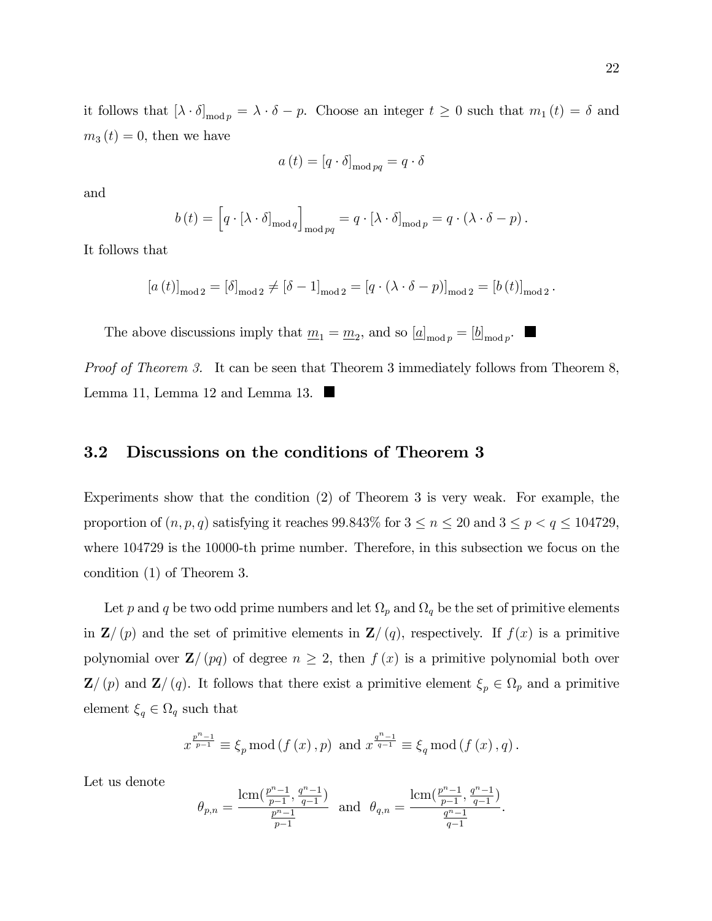it follows that $[\lambda \cdot \delta]_{\bmod p} = \lambda \cdot \delta - p$. Choose an integer $t \geq 0$ such that $m_1(t) = \delta$ and $m_3(t) = 0$, then we have

$$a(t) = [q \cdot \delta]_{\bmod pq} = q \cdot \delta$$

and

$$b(t) = \left[q \cdot [\lambda \cdot \delta]_{\bmod q}\right]_{\bmod pq} = q \cdot [\lambda \cdot \delta]_{\bmod p} = q \cdot (\lambda \cdot \delta - p).$$

It follows that

$$[a(t)]_{\bmod 2} = [\delta]_{\bmod 2} \neq [\delta - 1]_{\bmod 2} = [q \cdot (\lambda \cdot \delta - p)]_{\bmod 2} = [b(t)]_{\bmod 2}.$$

The above discussions imply that $\underline{m}_1 = \underline{m}_2$, and so $[\underline{a}]_{\bmod p} = [\underline{b}]_{\bmod p}$. ■

*Proof of Theorem 3.* It can be seen that Theorem 3 immediately follows from Theorem 8, Lemma 11, Lemma 12 and Lemma 13. ■

## 3.2 Discussions on the conditions of Theorem 3

Experiments show that the condition (2) of Theorem 3 is very weak. For example, the proportion of $(n, p, q)$ satisfying it reaches 99.843% for $3 \leq n \leq 20$ and $3 \leq p < q \leq 104729$, where 104729 is the 10000-th prime number. Therefore, in this subsection we focus on the condition (1) of Theorem 3.

Let $p$ and $q$ be two odd prime numbers and let $\Omega_p$ and $\Omega_q$ be the set of primitive elements in $\mathbf{Z}/(p)$ and the set of primitive elements in $\mathbf{Z}/(q)$, respectively. If $f(x)$ is a primitive polynomial over $\mathbf{Z}/(pq)$ of degree $n \geq 2$, then $f(x)$ is a primitive polynomial both over $\mathbf{Z}/(p)$ and $\mathbf{Z}/(q)$. It follows that there exist a primitive element $\xi_p \in \Omega_p$ and a primitive element $\xi_q \in \Omega_q$ such that

$$x^{\frac{p^n-1}{p-1}} \equiv \xi_p \bmod (f(x), p) \text{ and } x^{\frac{q^n-1}{q-1}} \equiv \xi_q \bmod (f(x), q).$$

Let us denote

$$\theta_{p,n} = \frac{\operatorname{lcm}(\frac{p^n-1}{p-1}, \frac{q^n-1}{q-1})}{\frac{p^n-1}{p-1}} \text{ and } \theta_{q,n} = \frac{\operatorname{lcm}(\frac{p^n-1}{p-1}, \frac{q^n-1}{q-1})}{\frac{q^n-1}{q-1}}.$$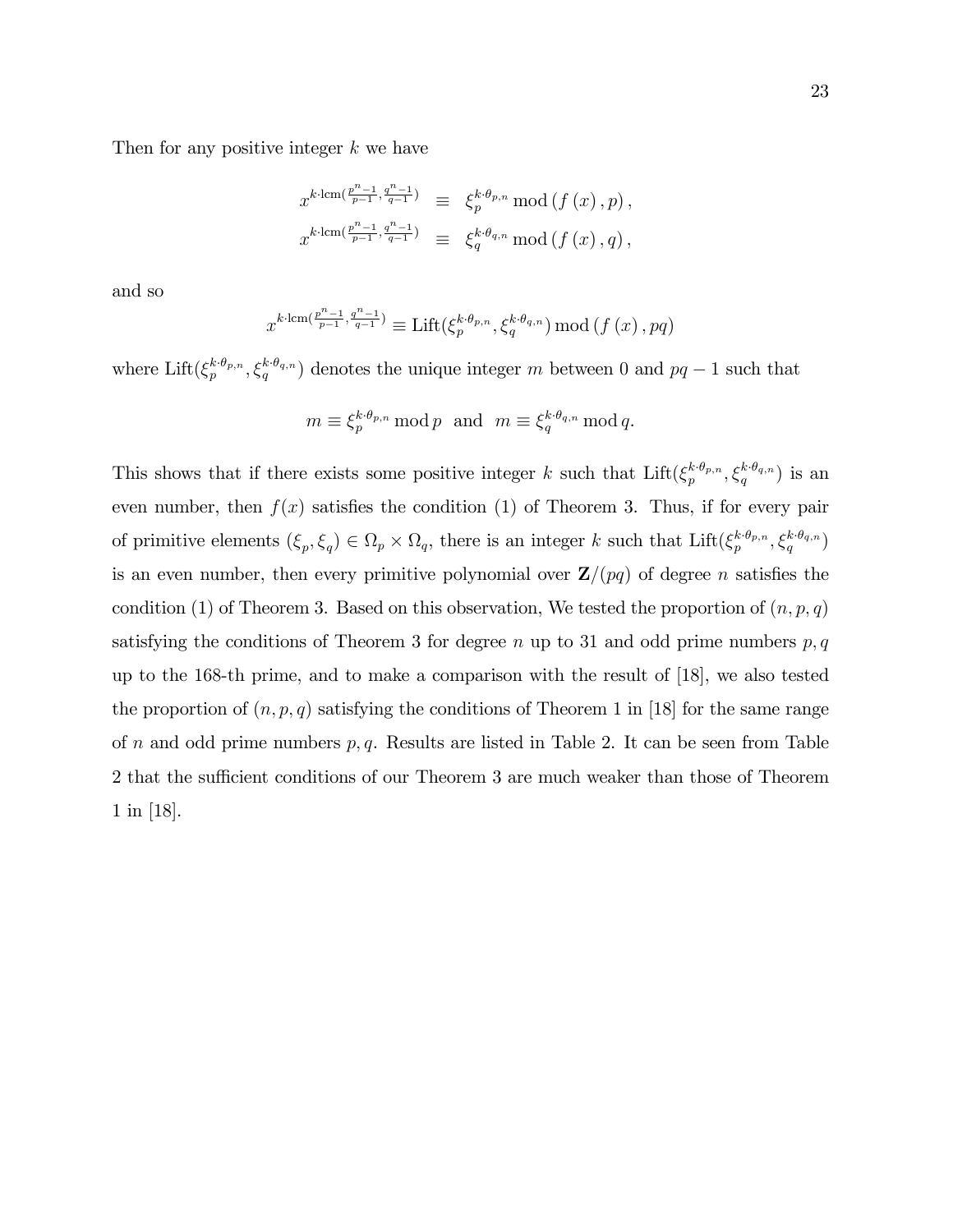Then for any positive integer $k$ we have

$$
\begin{aligned}
x^{k \cdot \mathrm{lcm}(\frac{p^n-1}{p-1}, \frac{q^n-1}{q-1})} &\equiv \xi_p^{k \cdot \theta_{p,n}} \bmod (f(x), p), \\
x^{k \cdot \mathrm{lcm}(\frac{p^n-1}{p-1}, \frac{q^n-1}{q-1})} &\equiv \xi_q^{k \cdot \theta_{q,n}} \bmod (f(x), q),
\end{aligned}
$$

and so

$$
x^{k \cdot \mathrm{lcm}(\frac{p^n-1}{p-1}, \frac{q^n-1}{q-1})} \equiv \mathrm{Lift}(\xi_p^{k \cdot \theta_{p,n}}, \xi_q^{k \cdot \theta_{q,n}}) \bmod (f(x), pq)
$$

where $\mathrm{Lift}(\xi_p^{k \cdot \theta_{p,n}}, \xi_q^{k \cdot \theta_{q,n}})$ denotes the unique integer $m$ between 0 and $pq - 1$ such that

$$
m \equiv \xi_p^{k \cdot \theta_{p,n}} \bmod p \quad \text{and} \quad m \equiv \xi_q^{k \cdot \theta_{q,n}} \bmod q.
$$

This shows that if there exists some positive integer $k$ such that $\mathrm{Lift}(\xi_p^{k \cdot \theta_{p,n}}, \xi_q^{k \cdot \theta_{q,n}})$ is an even number, then $f(x)$ satisfies the condition (1) of Theorem 3. Thus, if for every pair of primitive elements $(\xi_p, \xi_q) \in \Omega_p \times \Omega_q$, there is an integer $k$ such that $\mathrm{Lift}(\xi_p^{k \cdot \theta_{p,n}}, \xi_q^{k \cdot \theta_{q,n}})$ is an even number, then every primitive polynomial over $\mathbf{Z}/(pq)$ of degree $n$ satisfies the condition (1) of Theorem 3. Based on this observation, We tested the proportion of $(n, p, q)$ satisfying the conditions of Theorem 3 for degree $n$ up to 31 and odd prime numbers $p, q$ up to the 168-th prime, and to make a comparison with the result of [18], we also tested the proportion of $(n, p, q)$ satisfying the conditions of Theorem 1 in [18] for the same range of $n$ and odd prime numbers $p, q$. Results are listed in Table 2. It can be seen from Table 2 that the sufficient conditions of our Theorem 3 are much weaker than those of Theorem 1 in [18].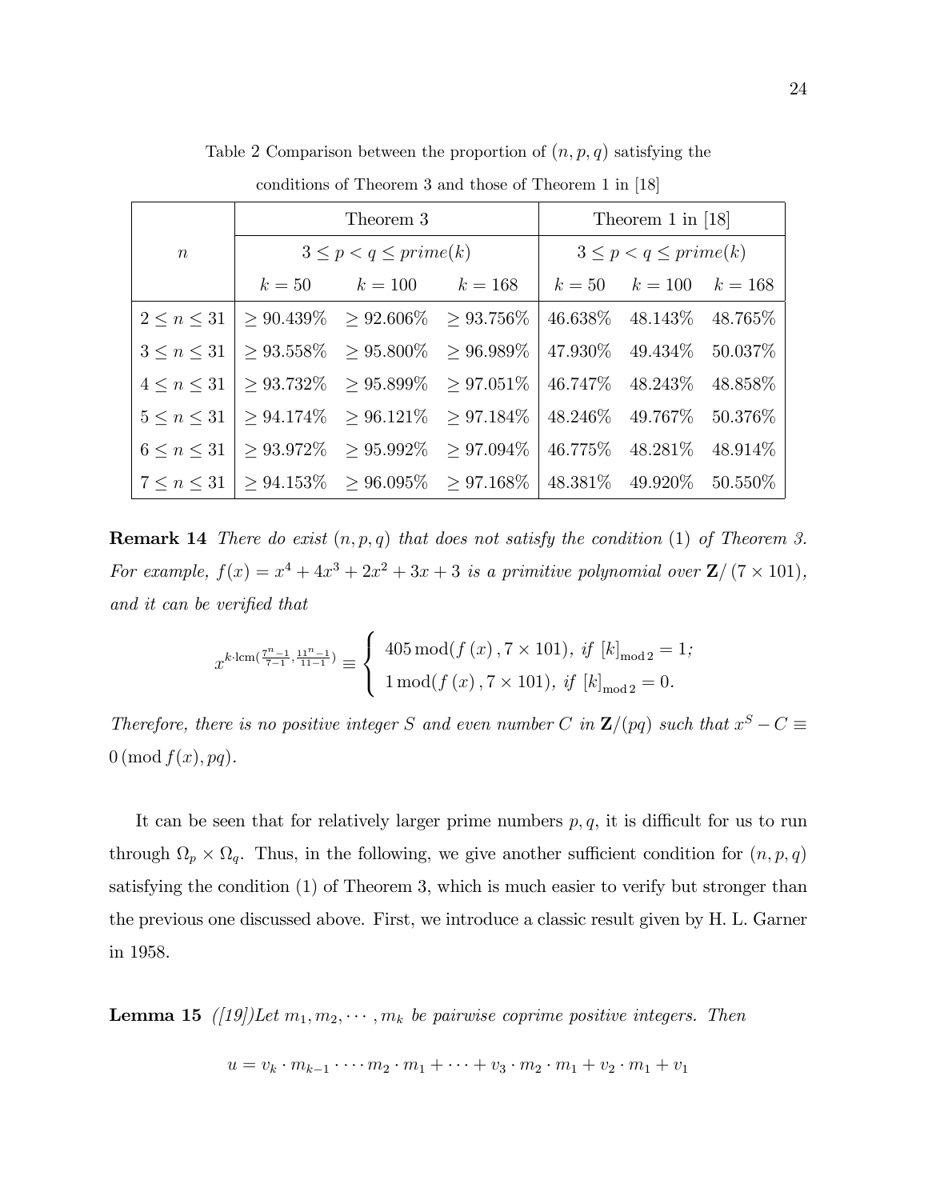Table 2 Comparison between the proportion of $(n, p, q)$ satisfying the conditions of Theorem 3 and those of Theorem 1 in [18]

| $n$ | Theorem 3 | | | Theorem 1 in [18] | | |
|---|---|---|---|---|---|---|
| | $3 \leq p < q \leq prime(k)$ | | | $3 \leq p < q \leq prime(k)$ | | |
| | $k = 50$ | $k = 100$ | $k = 168$ | $k = 50$ | $k = 100$ | $k = 168$ |
| $2 \leq n \leq 31$ | $\geq 90.439\%$ | $\geq 92.606\%$ | $\geq 93.756\%$ | 46.638% | 48.143% | 48.765% |
| $3 \leq n \leq 31$ | $\geq 93.558\%$ | $\geq 95.800\%$ | $\geq 96.989\%$ | 47.930% | 49.434% | 50.037% |
| $4 \leq n \leq 31$ | $\geq 93.732\%$ | $\geq 95.899\%$ | $\geq 97.051\%$ | 46.747% | 48.243% | 48.858% |
| $5 \leq n \leq 31$ | $\geq 94.174\%$ | $\geq 96.121\%$ | $\geq 97.184\%$ | 48.246% | 49.767% | 50.376% |
| $6 \leq n \leq 31$ | $\geq 93.972\%$ | $\geq 95.992\%$ | $\geq 97.094\%$ | 46.775% | 48.281% | 48.914% |
| $7 \leq n \leq 31$ | $\geq 94.153\%$ | $\geq 96.095\%$ | $\geq 97.168\%$ | 48.381% | 49.920% | 50.550% |

**Remark 14** *There do exist $(n, p, q)$ that does not satisfy the condition (1) of Theorem 3. For example, $f(x) = x^4 + 4x^3 + 2x^2 + 3x + 3$ is a primitive polynomial over $\mathbf{Z}/(7 \times 101)$, and it can be verified that*

$$x^{k \cdot \mathrm{lcm}(\frac{7^n-1}{7-1}, \frac{11^n-1}{11-1})} \equiv \begin{cases} 405 \bmod (f(x), 7 \times 101), \text{ if } [k]_{\bmod 2} = 1; \\ 1 \bmod (f(x), 7 \times 101), \text{ if } [k]_{\bmod 2} = 0. \end{cases}$$

*Therefore, there is no positive integer $S$ and even number $C$ in $\mathbf{Z}/(pq)$ such that $x^S - C \equiv 0 \,(\mathrm{mod}\, f(x), pq)$.*

It can be seen that for relatively larger prime numbers $p, q$, it is difficult for us to run through $\Omega_p \times \Omega_q$. Thus, in the following, we give another sufficient condition for $(n, p, q)$ satisfying the condition (1) of Theorem 3, which is much easier to verify but stronger than the previous one discussed above. First, we introduce a classic result given by H. L. Garner in 1958.

**Lemma 15** *([19])Let $m_1, m_2, \cdots, m_k$ be pairwise coprime positive integers. Then*

$$u = v_k \cdot m_{k-1} \cdot \cdots \cdot m_2 \cdot m_1 + \cdots + v_3 \cdot m_2 \cdot m_1 + v_2 \cdot m_1 + v_1$$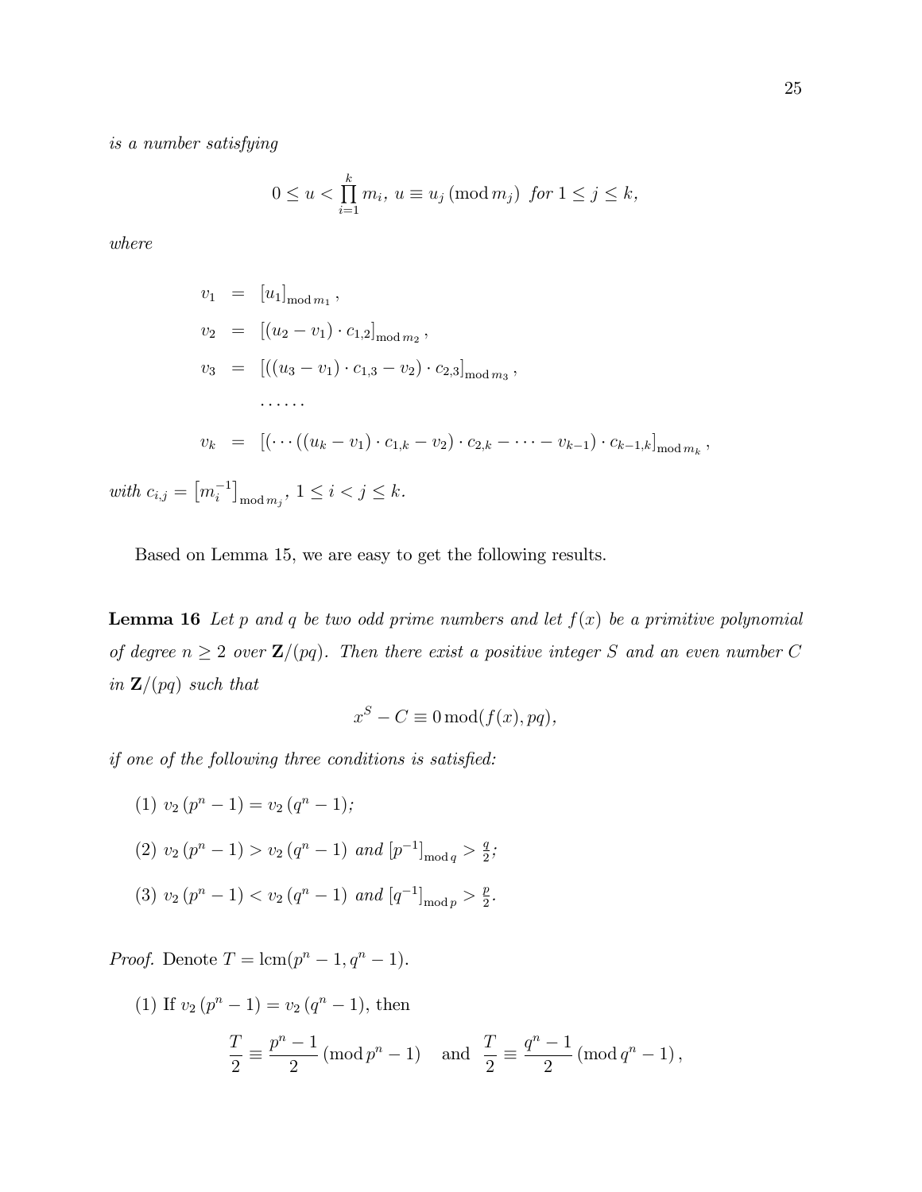*is a number satisfying*

$$0 \le u < \prod_{i=1}^{k} m_i,\; u \equiv u_j \,(\mathrm{mod}\, m_j) \;\; \textit{for } 1 \le j \le k,$$

*where*

$$
\begin{aligned}
v_1 &= [u_1]_{\mathrm{mod}\, m_1}, \\
v_2 &= [(u_2 - v_1) \cdot c_{1,2}]_{\mathrm{mod}\, m_2}, \\
v_3 &= [((u_3 - v_1) \cdot c_{1,3} - v_2) \cdot c_{2,3}]_{\mathrm{mod}\, m_3}, \\
&\quad \cdots\cdots \\
v_k &= [(\cdots((u_k - v_1) \cdot c_{1,k} - v_2) \cdot c_{2,k} - \cdots - v_{k-1}) \cdot c_{k-1,k}]_{\mathrm{mod}\, m_k},
\end{aligned}
$$

*with* $c_{i,j} = \left[m_i^{-1}\right]_{\mathrm{mod}\, m_j}$, $1 \le i < j \le k$.

Based on Lemma 15, we are easy to get the following results.

**Lemma 16** *Let $p$ and $q$ be two odd prime numbers and let $f(x)$ be a primitive polynomial of degree $n \ge 2$ over $\mathbf{Z}/(pq)$. Then there exist a positive integer $S$ and an even number $C$ in $\mathbf{Z}/(pq)$ such that*

$$x^S - C \equiv 0 \,\mathrm{mod}(f(x), pq),$$

*if one of the following three conditions is satisfied:*

(1) $v_2\left(p^n - 1\right) = v_2\left(q^n - 1\right)$;

(2) $v_2\left(p^n - 1\right) > v_2\left(q^n - 1\right)$ *and* $\left[p^{-1}\right]_{\mathrm{mod}\, q} > \frac{q}{2}$;

(3) $v_2\left(p^n - 1\right) < v_2\left(q^n - 1\right)$ *and* $\left[q^{-1}\right]_{\mathrm{mod}\, p} > \frac{p}{2}$.

*Proof.* Denote $T = \mathrm{lcm}(p^n - 1, q^n - 1)$.

(1) If $v_2\left(p^n - 1\right) = v_2\left(q^n - 1\right)$, then

$$\frac{T}{2} \equiv \frac{p^n - 1}{2} \,(\mathrm{mod}\, p^n - 1) \quad \text{and} \quad \frac{T}{2} \equiv \frac{q^n - 1}{2} \,(\mathrm{mod}\, q^n - 1),$$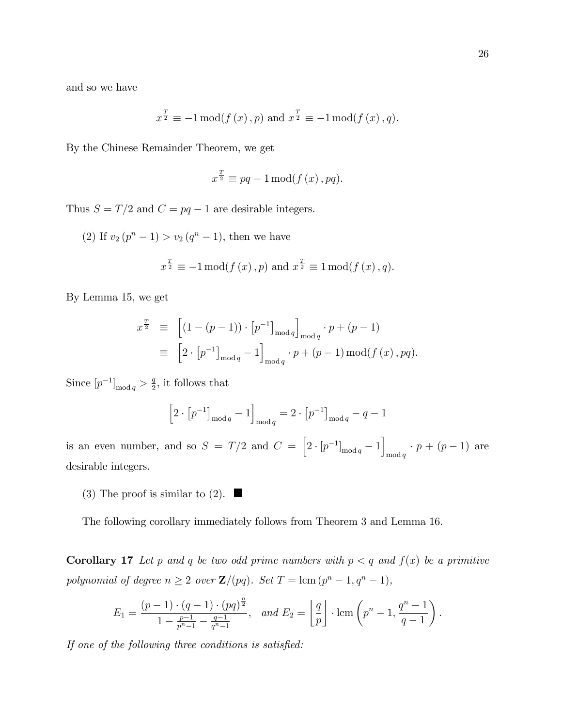and so we have

$$x^{\frac{T}{2}} \equiv -1 \bmod (f(x), p) \text{ and } x^{\frac{T}{2}} \equiv -1 \bmod (f(x), q).$$

By the Chinese Remainder Theorem, we get

$$x^{\frac{T}{2}} \equiv pq - 1 \bmod (f(x), pq).$$

Thus $S = T/2$ and $C = pq - 1$ are desirable integers.

(2) If $v_2(p^n - 1) > v_2(q^n - 1)$, then we have

$$x^{\frac{T}{2}} \equiv -1 \bmod (f(x), p) \text{ and } x^{\frac{T}{2}} \equiv 1 \bmod (f(x), q).$$

By Lemma 15, we get

$$\begin{aligned} x^{\frac{T}{2}} &\equiv \left[(1-(p-1)) \cdot \left[p^{-1}\right]_{\bmod q}\right]_{\bmod q} \cdot p + (p-1) \\ &\equiv \left[2 \cdot \left[p^{-1}\right]_{\bmod q} - 1\right]_{\bmod q} \cdot p + (p-1) \bmod (f(x), pq). \end{aligned}$$

Since $\left[p^{-1}\right]_{\bmod q} > \frac{q}{2}$, it follows that

$$\left[2 \cdot \left[p^{-1}\right]_{\bmod q} - 1\right]_{\bmod q} = 2 \cdot \left[p^{-1}\right]_{\bmod q} - q - 1$$

is an even number, and so $S = T/2$ and $C = \left[2 \cdot \left[p^{-1}\right]_{\bmod q} - 1\right]_{\bmod q} \cdot p + (p-1)$ are desirable integers.

(3) The proof is similar to (2). ■

The following corollary immediately follows from Theorem 3 and Lemma 16.

**Corollary 17** *Let $p$ and $q$ be two odd prime numbers with $p < q$ and $f(x)$ be a primitive polynomial of degree $n \geq 2$ over $\mathbf{Z}/(pq)$. Set $T = \operatorname{lcm}(p^n - 1, q^n - 1)$,*

$$E_1 = \frac{(p-1) \cdot (q-1) \cdot (pq)^{\frac{n}{2}}}{1 - \frac{p-1}{p^n - 1} - \frac{q-1}{q^n - 1}}, \quad \text{and } E_2 = \left\lfloor \frac{q}{p} \right\rfloor \cdot \operatorname{lcm}\left(p^n - 1, \frac{q^n - 1}{q - 1}\right).$$

*If one of the following three conditions is satisfied:*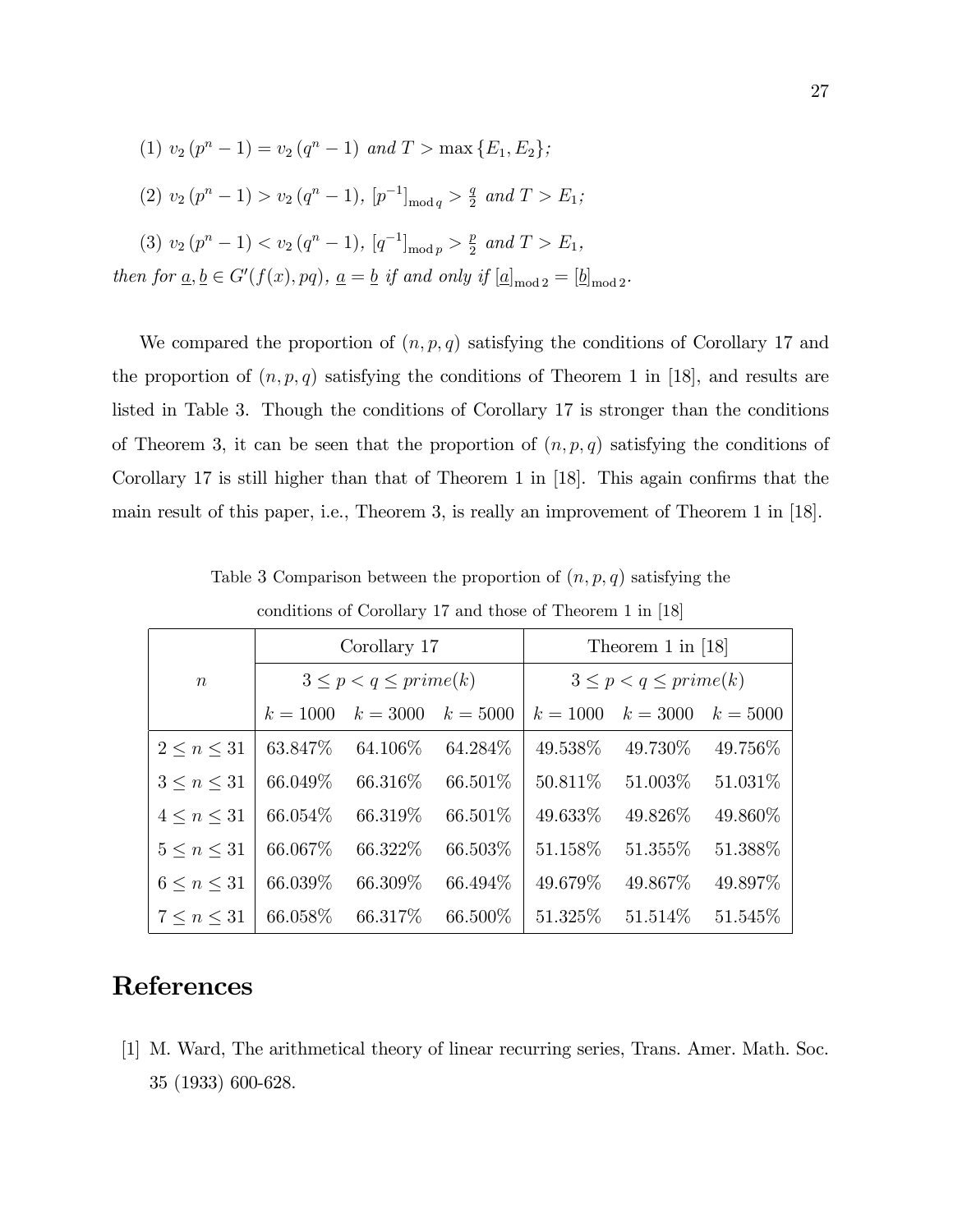(1) $v_2(p^n-1) = v_2(q^n-1)$ *and* $T > \max\{E_1, E_2\}$*;*

(2) $v_2(p^n-1) > v_2(q^n-1)$*,* $[p^{-1}]_{\bmod q} > \frac{q}{2}$ *and* $T > E_1$*;*

(3) $v_2(p^n-1) < v_2(q^n-1)$*,* $[q^{-1}]_{\bmod p} > \frac{p}{2}$ *and* $T > E_1$*,*

*then for* $\underline{a}, \underline{b} \in G'(f(x), pq)$*,* $\underline{a} = \underline{b}$ *if and only if* $[\underline{a}]_{\bmod 2} = [\underline{b}]_{\bmod 2}$*.*

We compared the proportion of $(n, p, q)$ satisfying the conditions of Corollary 17 and the proportion of $(n, p, q)$ satisfying the conditions of Theorem 1 in [18], and results are listed in Table 3. Though the conditions of Corollary 17 is stronger than the conditions of Theorem 3, it can be seen that the proportion of $(n, p, q)$ satisfying the conditions of Corollary 17 is still higher than that of Theorem 1 in [18]. This again confirms that the main result of this paper, i.e., Theorem 3, is really an improvement of Theorem 1 in [18].

Table 3 Comparison between the proportion of $(n, p, q)$ satisfying the conditions of Corollary 17 and those of Theorem 1 in [18]

| $n$ | Corollary 17 | | | Theorem 1 in [18] | | |
|---|---|---|---|---|---|---|
| | $3 \leq p < q \leq prime(k)$ | | | $3 \leq p < q \leq prime(k)$ | | |
| | $k = 1000$ | $k = 3000$ | $k = 5000$ | $k = 1000$ | $k = 3000$ | $k = 5000$ |
| $2 \leq n \leq 31$ | 63.847% | 64.106% | 64.284% | 49.538% | 49.730% | 49.756% |
| $3 \leq n \leq 31$ | 66.049% | 66.316% | 66.501% | 50.811% | 51.003% | 51.031% |
| $4 \leq n \leq 31$ | 66.054% | 66.319% | 66.501% | 49.633% | 49.826% | 49.860% |
| $5 \leq n \leq 31$ | 66.067% | 66.322% | 66.503% | 51.158% | 51.355% | 51.388% |
| $6 \leq n \leq 31$ | 66.039% | 66.309% | 66.494% | 49.679% | 49.867% | 49.897% |
| $7 \leq n \leq 31$ | 66.058% | 66.317% | 66.500% | 51.325% | 51.514% | 51.545% |

# References

[1] M. Ward, The arithmetical theory of linear recurring series, Trans. Amer. Math. Soc. 35 (1933) 600-628.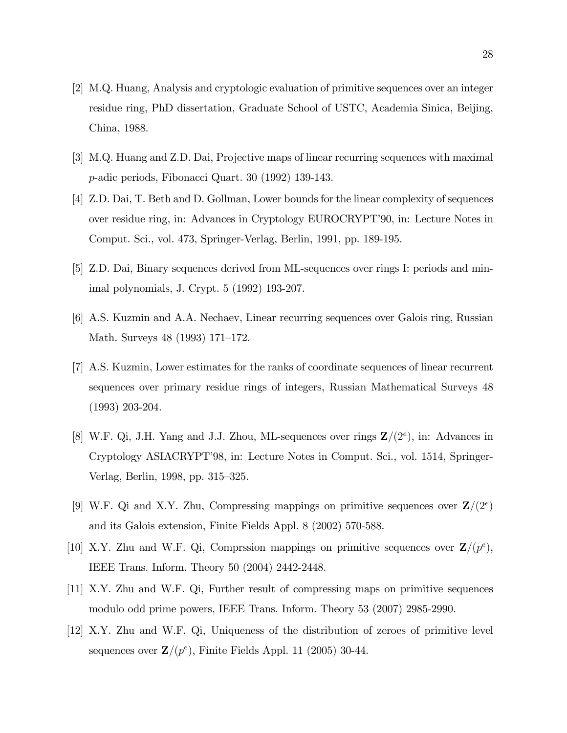[2] M.Q. Huang, Analysis and cryptologic evaluation of primitive sequences over an integer residue ring, PhD dissertation, Graduate School of USTC, Academia Sinica, Beijing, China, 1988.

[3] M.Q. Huang and Z.D. Dai, Projective maps of linear recurring sequences with maximal $p$-adic periods, Fibonacci Quart. 30 (1992) 139-143.

[4] Z.D. Dai, T. Beth and D. Gollman, Lower bounds for the linear complexity of sequences over residue ring, in: Advances in Cryptology EUROCRYPT'90, in: Lecture Notes in Comput. Sci., vol. 473, Springer-Verlag, Berlin, 1991, pp. 189-195.

[5] Z.D. Dai, Binary sequences derived from ML-sequences over rings I: periods and minimal polynomials, J. Crypt. 5 (1992) 193-207.

[6] A.S. Kuzmin and A.A. Nechaev, Linear recurring sequences over Galois ring, Russian Math. Surveys 48 (1993) 171–172.

[7] A.S. Kuzmin, Lower estimates for the ranks of coordinate sequences of linear recurrent sequences over primary residue rings of integers, Russian Mathematical Surveys 48 (1993) 203-204.

[8] W.F. Qi, J.H. Yang and J.J. Zhou, ML-sequences over rings $\mathbf{Z}/(2^e)$, in: Advances in Cryptology ASIACRYPT'98, in: Lecture Notes in Comput. Sci., vol. 1514, Springer-Verlag, Berlin, 1998, pp. 315–325.

[9] W.F. Qi and X.Y. Zhu, Compressing mappings on primitive sequences over $\mathbf{Z}/(2^e)$ and its Galois extension, Finite Fields Appl. 8 (2002) 570-588.

[10] X.Y. Zhu and W.F. Qi, Comprssion mappings on primitive sequences over $\mathbf{Z}/(p^e)$, IEEE Trans. Inform. Theory 50 (2004) 2442-2448.

[11] X.Y. Zhu and W.F. Qi, Further result of compressing maps on primitive sequences modulo odd prime powers, IEEE Trans. Inform. Theory 53 (2007) 2985-2990.

[12] X.Y. Zhu and W.F. Qi, Uniqueness of the distribution of zeroes of primitive level sequences over $\mathbf{Z}/(p^e)$, Finite Fields Appl. 11 (2005) 30-44.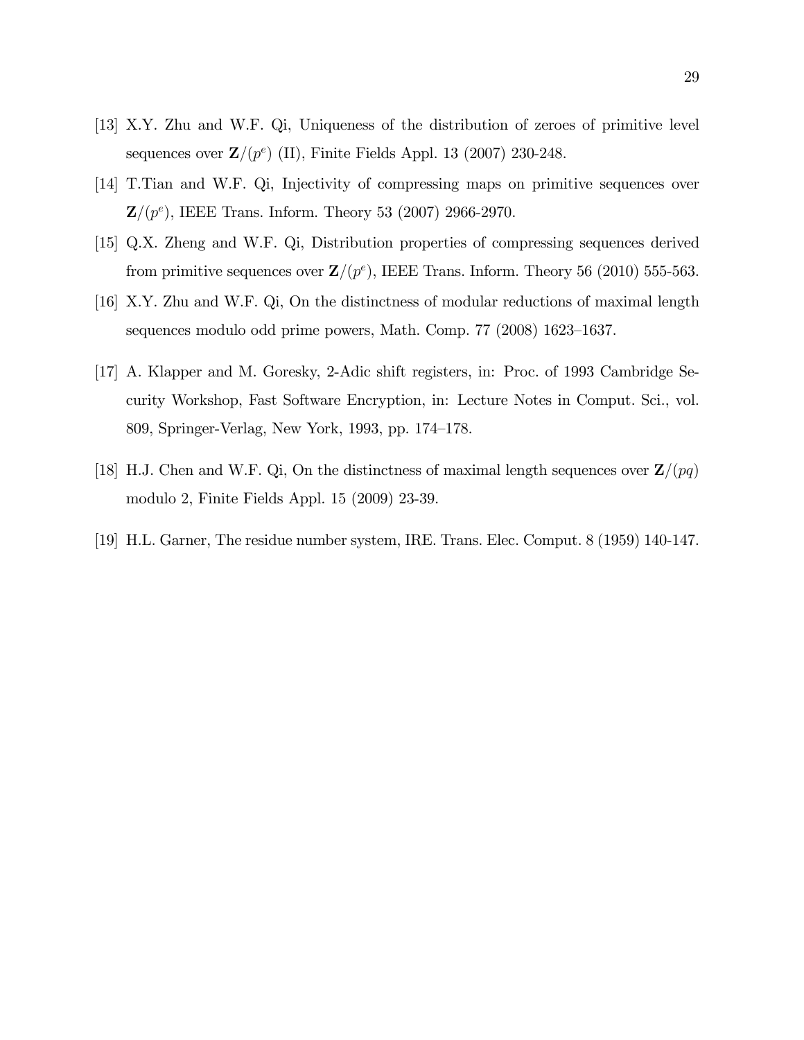[13] X.Y. Zhu and W.F. Qi, Uniqueness of the distribution of zeroes of primitive level sequences over $\mathbf{Z}/(p^e)$ (II), Finite Fields Appl. 13 (2007) 230-248.

[14] T.Tian and W.F. Qi, Injectivity of compressing maps on primitive sequences over $\mathbf{Z}/(p^e)$, IEEE Trans. Inform. Theory 53 (2007) 2966-2970.

[15] Q.X. Zheng and W.F. Qi, Distribution properties of compressing sequences derived from primitive sequences over $\mathbf{Z}/(p^e)$, IEEE Trans. Inform. Theory 56 (2010) 555-563.

[16] X.Y. Zhu and W.F. Qi, On the distinctness of modular reductions of maximal length sequences modulo odd prime powers, Math. Comp. 77 (2008) 1623–1637.

[17] A. Klapper and M. Goresky, 2-Adic shift registers, in: Proc. of 1993 Cambridge Security Workshop, Fast Software Encryption, in: Lecture Notes in Comput. Sci., vol. 809, Springer-Verlag, New York, 1993, pp. 174–178.

[18] H.J. Chen and W.F. Qi, On the distinctness of maximal length sequences over $\mathbf{Z}/(pq)$ modulo 2, Finite Fields Appl. 15 (2009) 23-39.

[19] H.L. Garner, The residue number system, IRE. Trans. Elec. Comput. 8 (1959) 140-147.